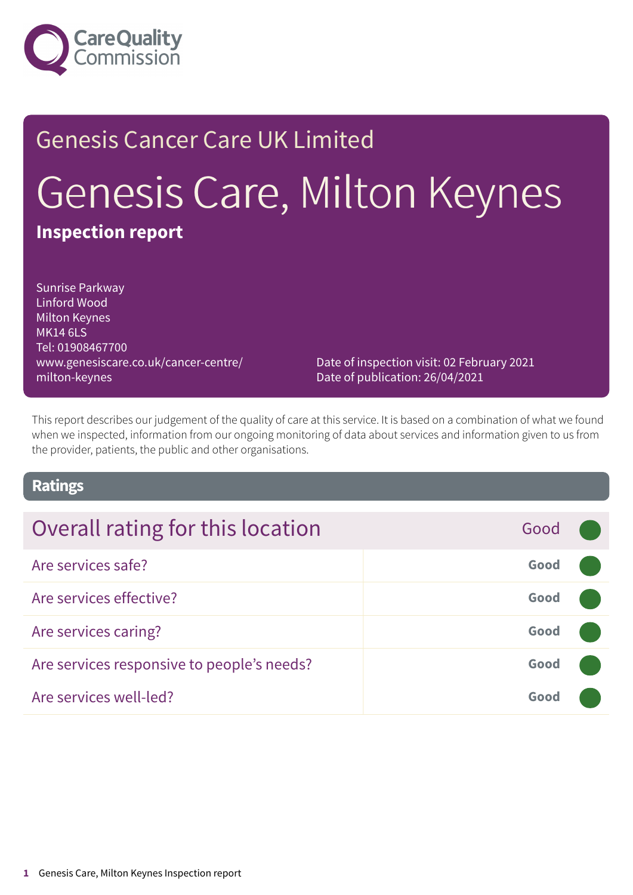Genesis Cancer Care UK Limited

# Genesis Care, Milton Keynes

**Inspection report**

Sunrise Parkway
Linford Wood
Milton Keynes
MK14 6LS
Tel: 01908467700
www.genesiscare.co.uk/cancer-centre/milton-keynes

Date of inspection visit: 02 February 2021
Date of publication: 26/04/2021

This report describes our judgement of the quality of care at this service. It is based on a combination of what we found when we inspected, information from our ongoing monitoring of data about services and information given to us from the provider, patients, the public and other organisations.

## Ratings

| Overall rating for this location | Good |
|---|---|
| Are services safe? | Good |
| Are services effective? | Good |
| Are services caring? | Good |
| Are services responsive to people's needs? | Good |
| Are services well-led? | Good |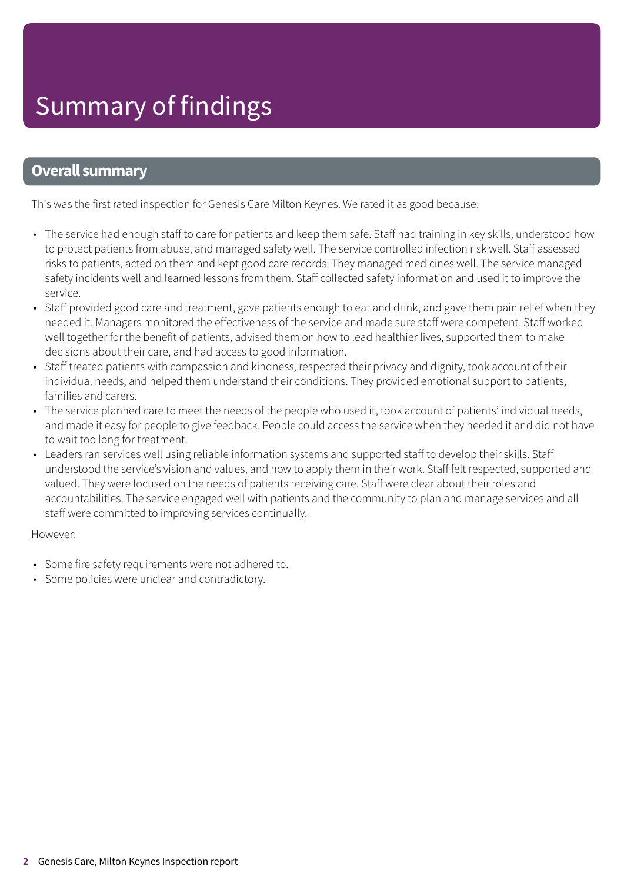# Summary of findings

## Overall summary

This was the first rated inspection for Genesis Care Milton Keynes. We rated it as good because:

- The service had enough staff to care for patients and keep them safe. Staff had training in key skills, understood how to protect patients from abuse, and managed safety well. The service controlled infection risk well. Staff assessed risks to patients, acted on them and kept good care records. They managed medicines well. The service managed safety incidents well and learned lessons from them. Staff collected safety information and used it to improve the service.
- Staff provided good care and treatment, gave patients enough to eat and drink, and gave them pain relief when they needed it. Managers monitored the effectiveness of the service and made sure staff were competent. Staff worked well together for the benefit of patients, advised them on how to lead healthier lives, supported them to make decisions about their care, and had access to good information.
- Staff treated patients with compassion and kindness, respected their privacy and dignity, took account of their individual needs, and helped them understand their conditions. They provided emotional support to patients, families and carers.
- The service planned care to meet the needs of the people who used it, took account of patients' individual needs, and made it easy for people to give feedback. People could access the service when they needed it and did not have to wait too long for treatment.
- Leaders ran services well using reliable information systems and supported staff to develop their skills. Staff understood the service's vision and values, and how to apply them in their work. Staff felt respected, supported and valued. They were focused on the needs of patients receiving care. Staff were clear about their roles and accountabilities. The service engaged well with patients and the community to plan and manage services and all staff were committed to improving services continually.

However:

- Some fire safety requirements were not adhered to.
- Some policies were unclear and contradictory.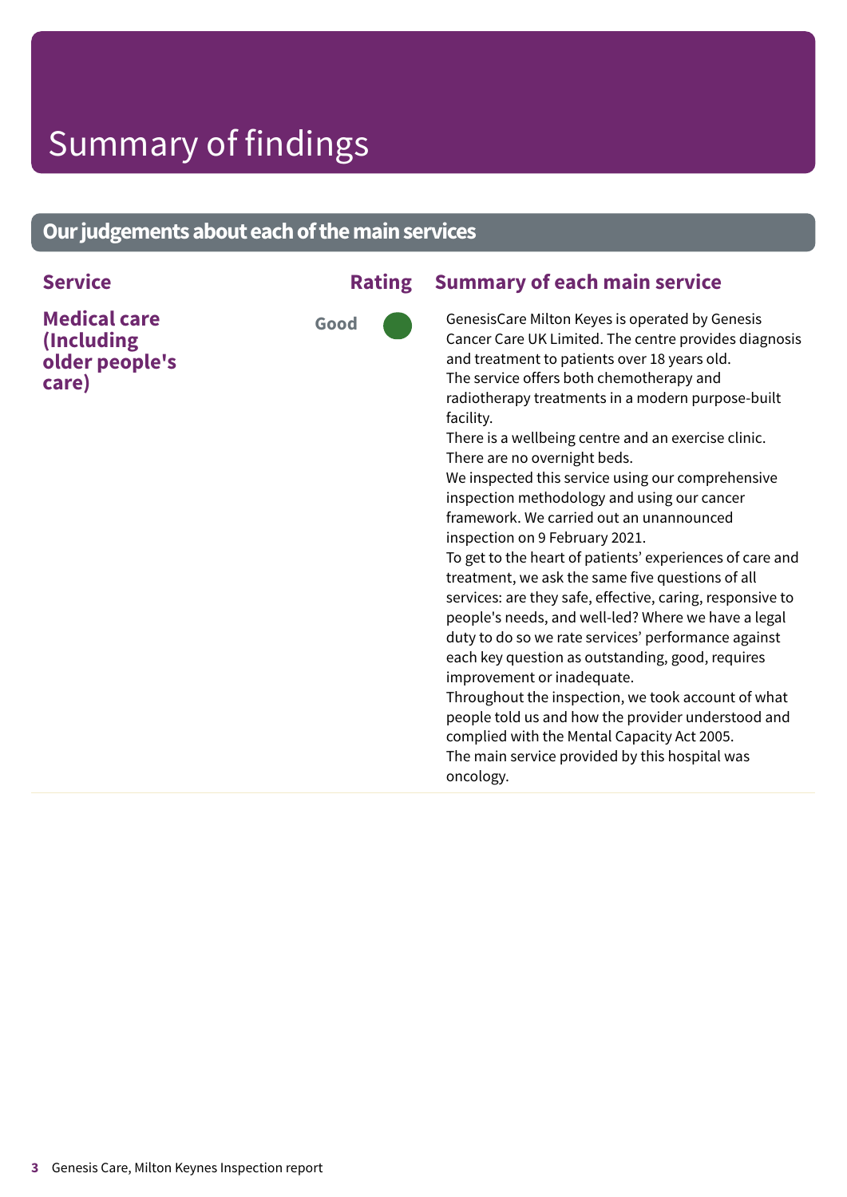# Summary of findings

## Our judgements about each of the main services

| Service | Rating | Summary of each main service |
| --- | --- | --- |
| **Medical care (Including older people's care)** | Good | GenesisCare Milton Keyes is operated by Genesis Cancer Care UK Limited. The centre provides diagnosis and treatment to patients over 18 years old. The service offers both chemotherapy and radiotherapy treatments in a modern purpose-built facility. There is a wellbeing centre and an exercise clinic. There are no overnight beds. We inspected this service using our comprehensive inspection methodology and using our cancer framework. We carried out an unannounced inspection on 9 February 2021. To get to the heart of patients' experiences of care and treatment, we ask the same five questions of all services: are they safe, effective, caring, responsive to people's needs, and well-led? Where we have a legal duty to do so we rate services' performance against each key question as outstanding, good, requires improvement or inadequate. Throughout the inspection, we took account of what people told us and how the provider understood and complied with the Mental Capacity Act 2005. The main service provided by this hospital was oncology. |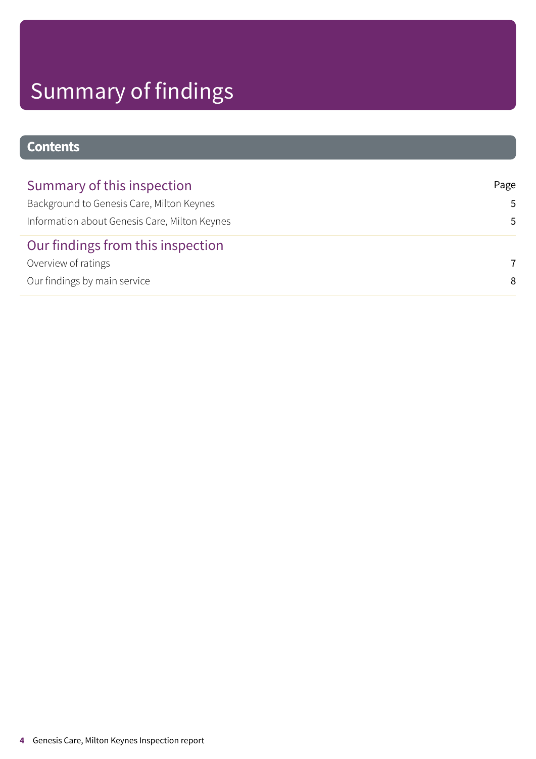# Summary of findings

## Contents

| Summary of this inspection | Page |
|---|---|
| Background to Genesis Care, Milton Keynes | 5 |
| Information about Genesis Care, Milton Keynes | 5 |
| **Our findings from this inspection** | |
| Overview of ratings | 7 |
| Our findings by main service | 8 |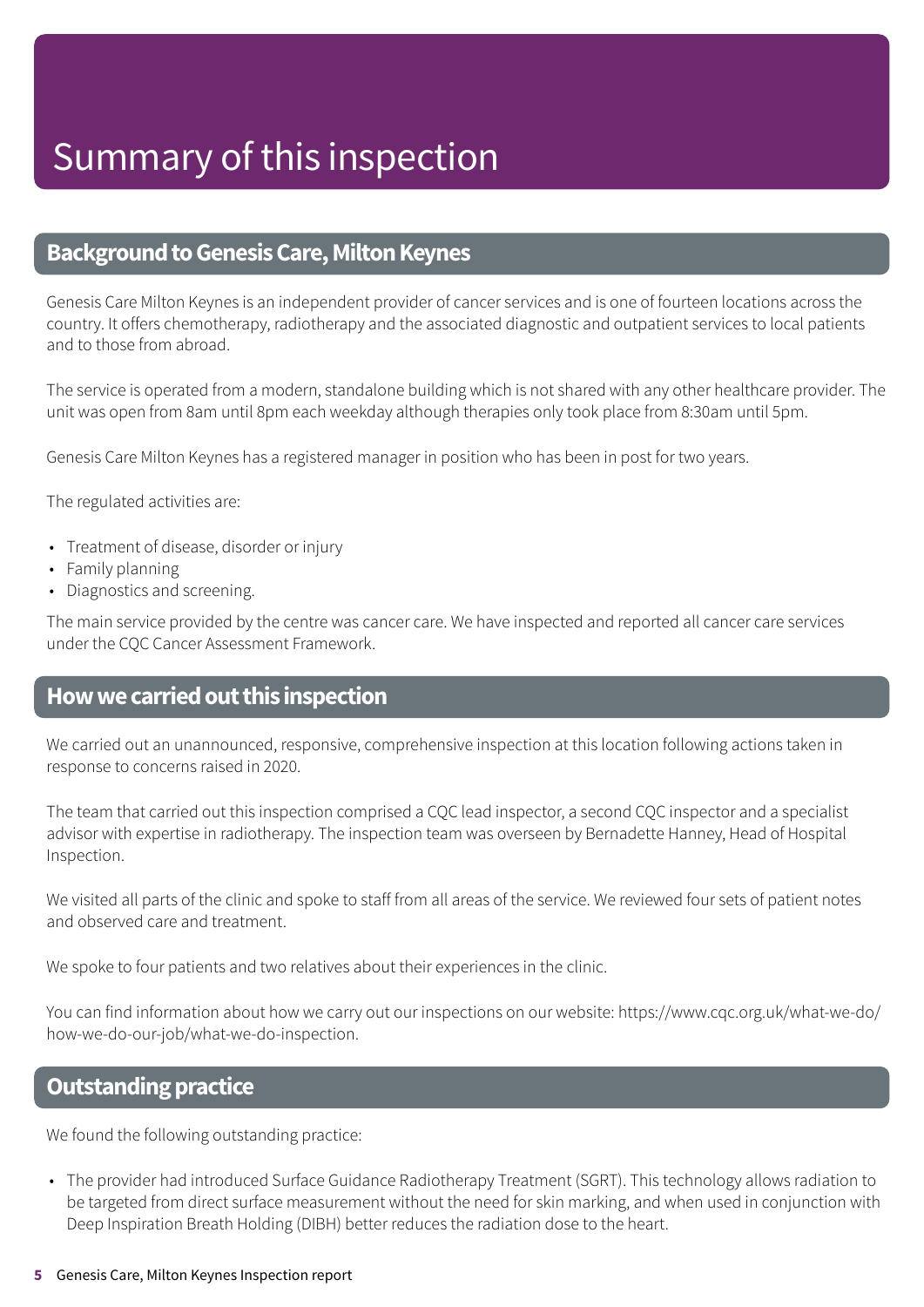# Summary of this inspection

## Background to Genesis Care, Milton Keynes

Genesis Care Milton Keynes is an independent provider of cancer services and is one of fourteen locations across the country. It offers chemotherapy, radiotherapy and the associated diagnostic and outpatient services to local patients and to those from abroad.

The service is operated from a modern, standalone building which is not shared with any other healthcare provider. The unit was open from 8am until 8pm each weekday although therapies only took place from 8:30am until 5pm.

Genesis Care Milton Keynes has a registered manager in position who has been in post for two years.

The regulated activities are:

- Treatment of disease, disorder or injury
- Family planning
- Diagnostics and screening.

The main service provided by the centre was cancer care. We have inspected and reported all cancer care services under the CQC Cancer Assessment Framework.

## How we carried out this inspection

We carried out an unannounced, responsive, comprehensive inspection at this location following actions taken in response to concerns raised in 2020.

The team that carried out this inspection comprised a CQC lead inspector, a second CQC inspector and a specialist advisor with expertise in radiotherapy. The inspection team was overseen by Bernadette Hanney, Head of Hospital Inspection.

We visited all parts of the clinic and spoke to staff from all areas of the service. We reviewed four sets of patient notes and observed care and treatment.

We spoke to four patients and two relatives about their experiences in the clinic.

You can find information about how we carry out our inspections on our website: https://www.cqc.org.uk/what-we-do/how-we-do-our-job/what-we-do-inspection.

## Outstanding practice

We found the following outstanding practice:

- The provider had introduced Surface Guidance Radiotherapy Treatment (SGRT). This technology allows radiation to be targeted from direct surface measurement without the need for skin marking, and when used in conjunction with Deep Inspiration Breath Holding (DIBH) better reduces the radiation dose to the heart.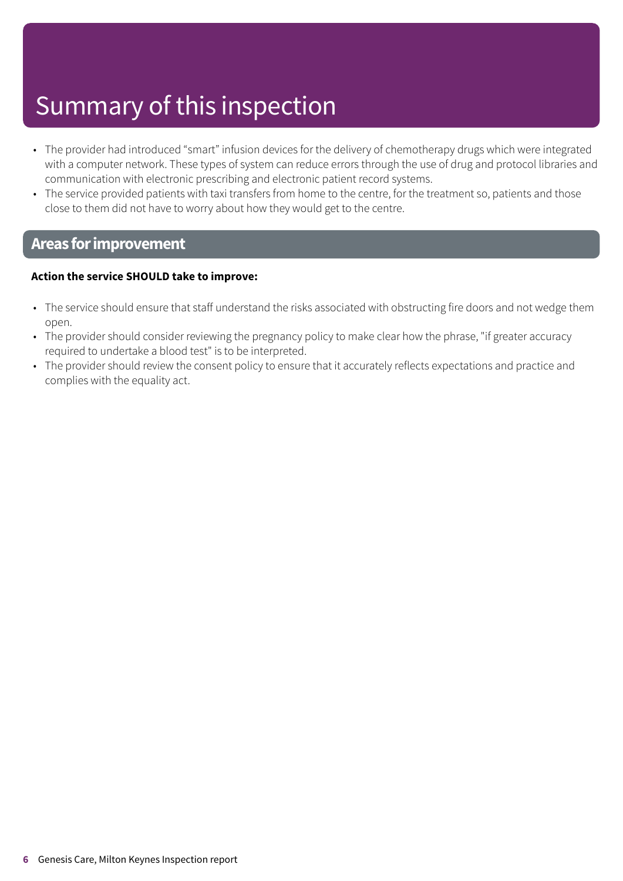# Summary of this inspection

- The provider had introduced “smart” infusion devices for the delivery of chemotherapy drugs which were integrated with a computer network. These types of system can reduce errors through the use of drug and protocol libraries and communication with electronic prescribing and electronic patient record systems.
- The service provided patients with taxi transfers from home to the centre, for the treatment so, patients and those close to them did not have to worry about how they would get to the centre.

## Areas for improvement

**Action the service SHOULD take to improve:**

- The service should ensure that staff understand the risks associated with obstructing fire doors and not wedge them open.
- The provider should consider reviewing the pregnancy policy to make clear how the phrase, "if greater accuracy required to undertake a blood test" is to be interpreted.
- The provider should review the consent policy to ensure that it accurately reflects expectations and practice and complies with the equality act.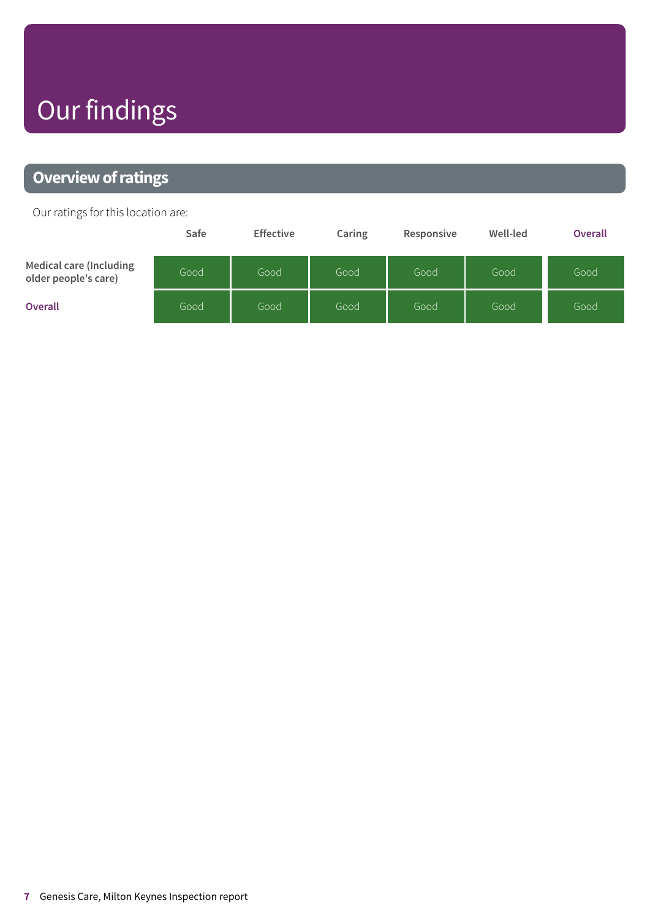# Our findings

## Overview of ratings

Our ratings for this location are:

| | Safe | Effective | Caring | Responsive | Well-led | Overall |
|---|---|---|---|---|---|---|
| Medical care (Including older people's care) | Good | Good | Good | Good | Good | Good |
| Overall | Good | Good | Good | Good | Good | Good |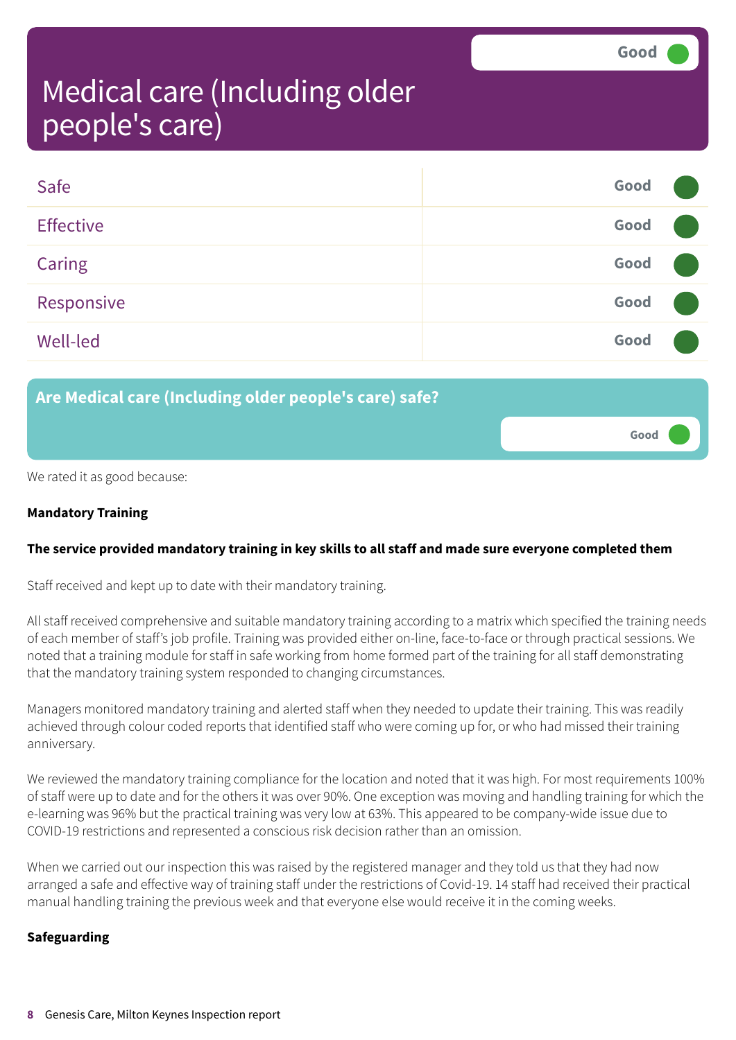# Medical care (Including older people's care)

Good

| | |
|---|---|
| Safe | Good |
| Effective | Good |
| Caring | Good |
| Responsive | Good |
| Well-led | Good |

## Are Medical care (Including older people's care) safe?

Good

We rated it as good because:

**Mandatory Training**

**The service provided mandatory training in key skills to all staff and made sure everyone completed them**

Staff received and kept up to date with their mandatory training.

All staff received comprehensive and suitable mandatory training according to a matrix which specified the training needs of each member of staff's job profile. Training was provided either on-line, face-to-face or through practical sessions. We noted that a training module for staff in safe working from home formed part of the training for all staff demonstrating that the mandatory training system responded to changing circumstances.

Managers monitored mandatory training and alerted staff when they needed to update their training. This was readily achieved through colour coded reports that identified staff who were coming up for, or who had missed their training anniversary.

We reviewed the mandatory training compliance for the location and noted that it was high. For most requirements 100% of staff were up to date and for the others it was over 90%. One exception was moving and handling training for which the e-learning was 96% but the practical training was very low at 63%. This appeared to be company-wide issue due to COVID-19 restrictions and represented a conscious risk decision rather than an omission.

When we carried out our inspection this was raised by the registered manager and they told us that they had now arranged a safe and effective way of training staff under the restrictions of Covid-19. 14 staff had received their practical manual handling training the previous week and that everyone else would receive it in the coming weeks.

**Safeguarding**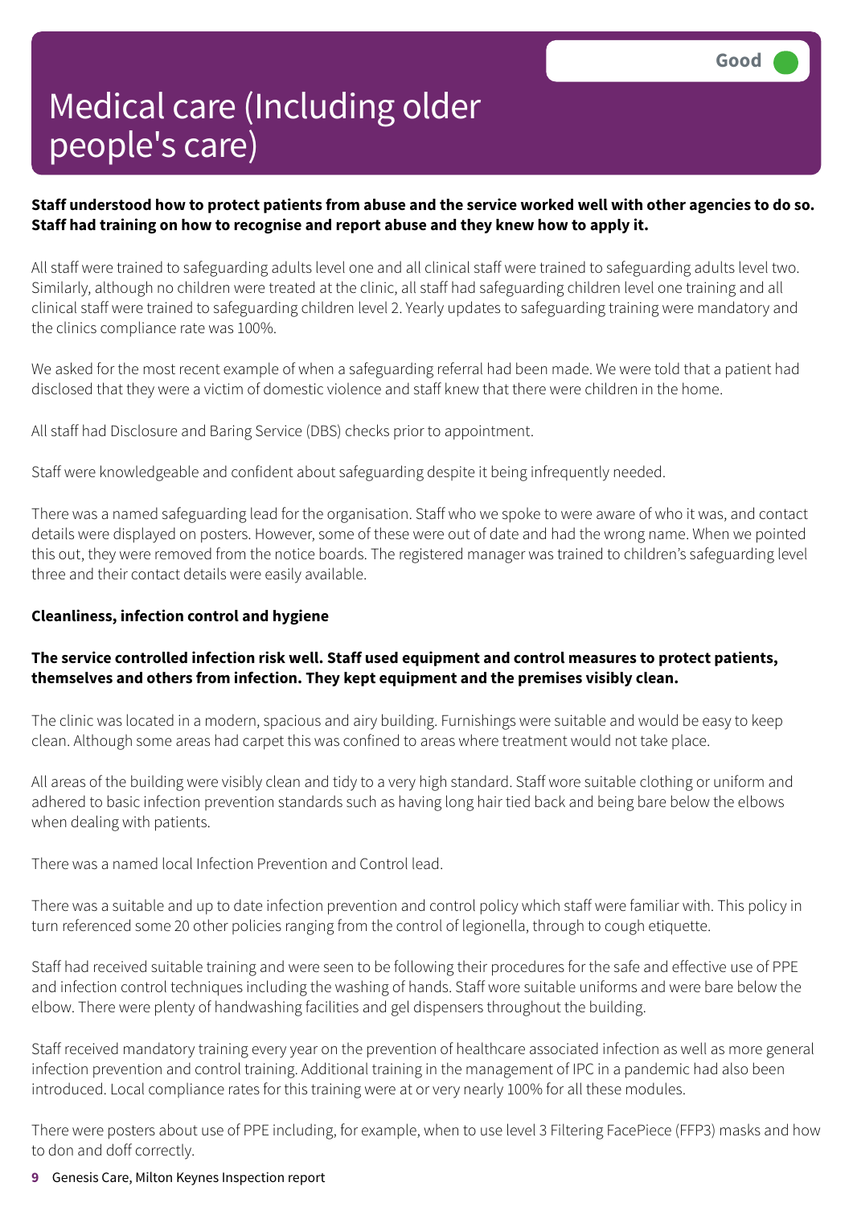# Medical care (Including older people's care)

Good

**Staff understood how to protect patients from abuse and the service worked well with other agencies to do so. Staff had training on how to recognise and report abuse and they knew how to apply it.**

All staff were trained to safeguarding adults level one and all clinical staff were trained to safeguarding adults level two. Similarly, although no children were treated at the clinic, all staff had safeguarding children level one training and all clinical staff were trained to safeguarding children level 2. Yearly updates to safeguarding training were mandatory and the clinics compliance rate was 100%.

We asked for the most recent example of when a safeguarding referral had been made. We were told that a patient had disclosed that they were a victim of domestic violence and staff knew that there were children in the home.

All staff had Disclosure and Baring Service (DBS) checks prior to appointment.

Staff were knowledgeable and confident about safeguarding despite it being infrequently needed.

There was a named safeguarding lead for the organisation. Staff who we spoke to were aware of who it was, and contact details were displayed on posters. However, some of these were out of date and had the wrong name. When we pointed this out, they were removed from the notice boards. The registered manager was trained to children's safeguarding level three and their contact details were easily available.

**Cleanliness, infection control and hygiene**

**The service controlled infection risk well. Staff used equipment and control measures to protect patients, themselves and others from infection. They kept equipment and the premises visibly clean.**

The clinic was located in a modern, spacious and airy building. Furnishings were suitable and would be easy to keep clean. Although some areas had carpet this was confined to areas where treatment would not take place.

All areas of the building were visibly clean and tidy to a very high standard. Staff wore suitable clothing or uniform and adhered to basic infection prevention standards such as having long hair tied back and being bare below the elbows when dealing with patients.

There was a named local Infection Prevention and Control lead.

There was a suitable and up to date infection prevention and control policy which staff were familiar with. This policy in turn referenced some 20 other policies ranging from the control of legionella, through to cough etiquette.

Staff had received suitable training and were seen to be following their procedures for the safe and effective use of PPE and infection control techniques including the washing of hands. Staff wore suitable uniforms and were bare below the elbow. There were plenty of handwashing facilities and gel dispensers throughout the building.

Staff received mandatory training every year on the prevention of healthcare associated infection as well as more general infection prevention and control training. Additional training in the management of IPC in a pandemic had also been introduced. Local compliance rates for this training were at or very nearly 100% for all these modules.

There were posters about use of PPE including, for example, when to use level 3 Filtering FacePiece (FFP3) masks and how to don and doff correctly.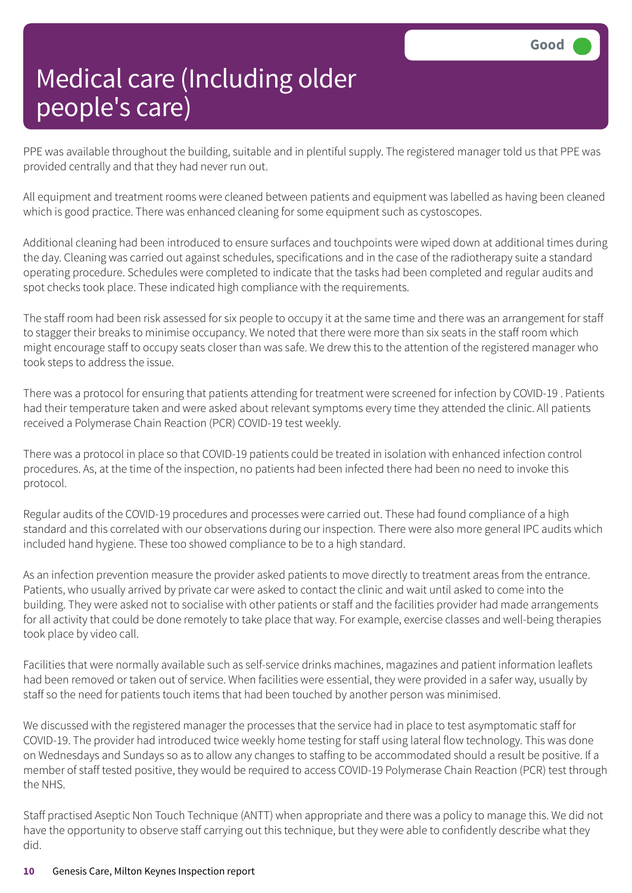# Medical care (Including older people's care)

Good

PPE was available throughout the building, suitable and in plentiful supply. The registered manager told us that PPE was provided centrally and that they had never run out.

All equipment and treatment rooms were cleaned between patients and equipment was labelled as having been cleaned which is good practice. There was enhanced cleaning for some equipment such as cystoscopes.

Additional cleaning had been introduced to ensure surfaces and touchpoints were wiped down at additional times during the day. Cleaning was carried out against schedules, specifications and in the case of the radiotherapy suite a standard operating procedure. Schedules were completed to indicate that the tasks had been completed and regular audits and spot checks took place. These indicated high compliance with the requirements.

The staff room had been risk assessed for six people to occupy it at the same time and there was an arrangement for staff to stagger their breaks to minimise occupancy. We noted that there were more than six seats in the staff room which might encourage staff to occupy seats closer than was safe. We drew this to the attention of the registered manager who took steps to address the issue.

There was a protocol for ensuring that patients attending for treatment were screened for infection by COVID-19 . Patients had their temperature taken and were asked about relevant symptoms every time they attended the clinic. All patients received a Polymerase Chain Reaction (PCR) COVID-19 test weekly.

There was a protocol in place so that COVID-19 patients could be treated in isolation with enhanced infection control procedures. As, at the time of the inspection, no patients had been infected there had been no need to invoke this protocol.

Regular audits of the COVID-19 procedures and processes were carried out. These had found compliance of a high standard and this correlated with our observations during our inspection. There were also more general IPC audits which included hand hygiene. These too showed compliance to be to a high standard.

As an infection prevention measure the provider asked patients to move directly to treatment areas from the entrance. Patients, who usually arrived by private car were asked to contact the clinic and wait until asked to come into the building. They were asked not to socialise with other patients or staff and the facilities provider had made arrangements for all activity that could be done remotely to take place that way. For example, exercise classes and well-being therapies took place by video call.

Facilities that were normally available such as self-service drinks machines, magazines and patient information leaflets had been removed or taken out of service. When facilities were essential, they were provided in a safer way, usually by staff so the need for patients touch items that had been touched by another person was minimised.

We discussed with the registered manager the processes that the service had in place to test asymptomatic staff for COVID-19. The provider had introduced twice weekly home testing for staff using lateral flow technology. This was done on Wednesdays and Sundays so as to allow any changes to staffing to be accommodated should a result be positive. If a member of staff tested positive, they would be required to access COVID-19 Polymerase Chain Reaction (PCR) test through the NHS.

Staff practised Aseptic Non Touch Technique (ANTT) when appropriate and there was a policy to manage this. We did not have the opportunity to observe staff carrying out this technique, but they were able to confidently describe what they did.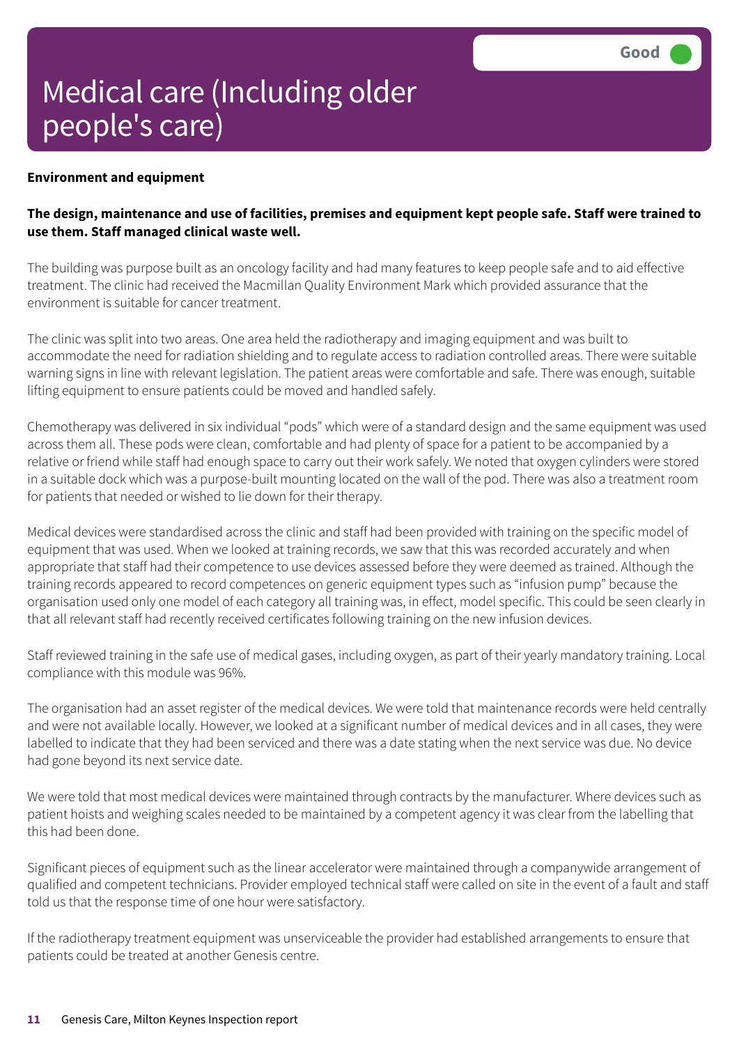# Medical care (Including older people's care)

Good

**Environment and equipment**

**The design, maintenance and use of facilities, premises and equipment kept people safe. Staff were trained to use them. Staff managed clinical waste well.**

The building was purpose built as an oncology facility and had many features to keep people safe and to aid effective treatment. The clinic had received the Macmillan Quality Environment Mark which provided assurance that the environment is suitable for cancer treatment.

The clinic was split into two areas. One area held the radiotherapy and imaging equipment and was built to accommodate the need for radiation shielding and to regulate access to radiation controlled areas. There were suitable warning signs in line with relevant legislation. The patient areas were comfortable and safe. There was enough, suitable lifting equipment to ensure patients could be moved and handled safely.

Chemotherapy was delivered in six individual "pods" which were of a standard design and the same equipment was used across them all. These pods were clean, comfortable and had plenty of space for a patient to be accompanied by a relative or friend while staff had enough space to carry out their work safely. We noted that oxygen cylinders were stored in a suitable dock which was a purpose-built mounting located on the wall of the pod. There was also a treatment room for patients that needed or wished to lie down for their therapy.

Medical devices were standardised across the clinic and staff had been provided with training on the specific model of equipment that was used. When we looked at training records, we saw that this was recorded accurately and when appropriate that staff had their competence to use devices assessed before they were deemed as trained. Although the training records appeared to record competences on generic equipment types such as "infusion pump" because the organisation used only one model of each category all training was, in effect, model specific. This could be seen clearly in that all relevant staff had recently received certificates following training on the new infusion devices.

Staff reviewed training in the safe use of medical gases, including oxygen, as part of their yearly mandatory training. Local compliance with this module was 96%.

The organisation had an asset register of the medical devices. We were told that maintenance records were held centrally and were not available locally. However, we looked at a significant number of medical devices and in all cases, they were labelled to indicate that they had been serviced and there was a date stating when the next service was due. No device had gone beyond its next service date.

We were told that most medical devices were maintained through contracts by the manufacturer. Where devices such as patient hoists and weighing scales needed to be maintained by a competent agency it was clear from the labelling that this had been done.

Significant pieces of equipment such as the linear accelerator were maintained through a companywide arrangement of qualified and competent technicians. Provider employed technical staff were called on site in the event of a fault and staff told us that the response time of one hour were satisfactory.

If the radiotherapy treatment equipment was unserviceable the provider had established arrangements to ensure that patients could be treated at another Genesis centre.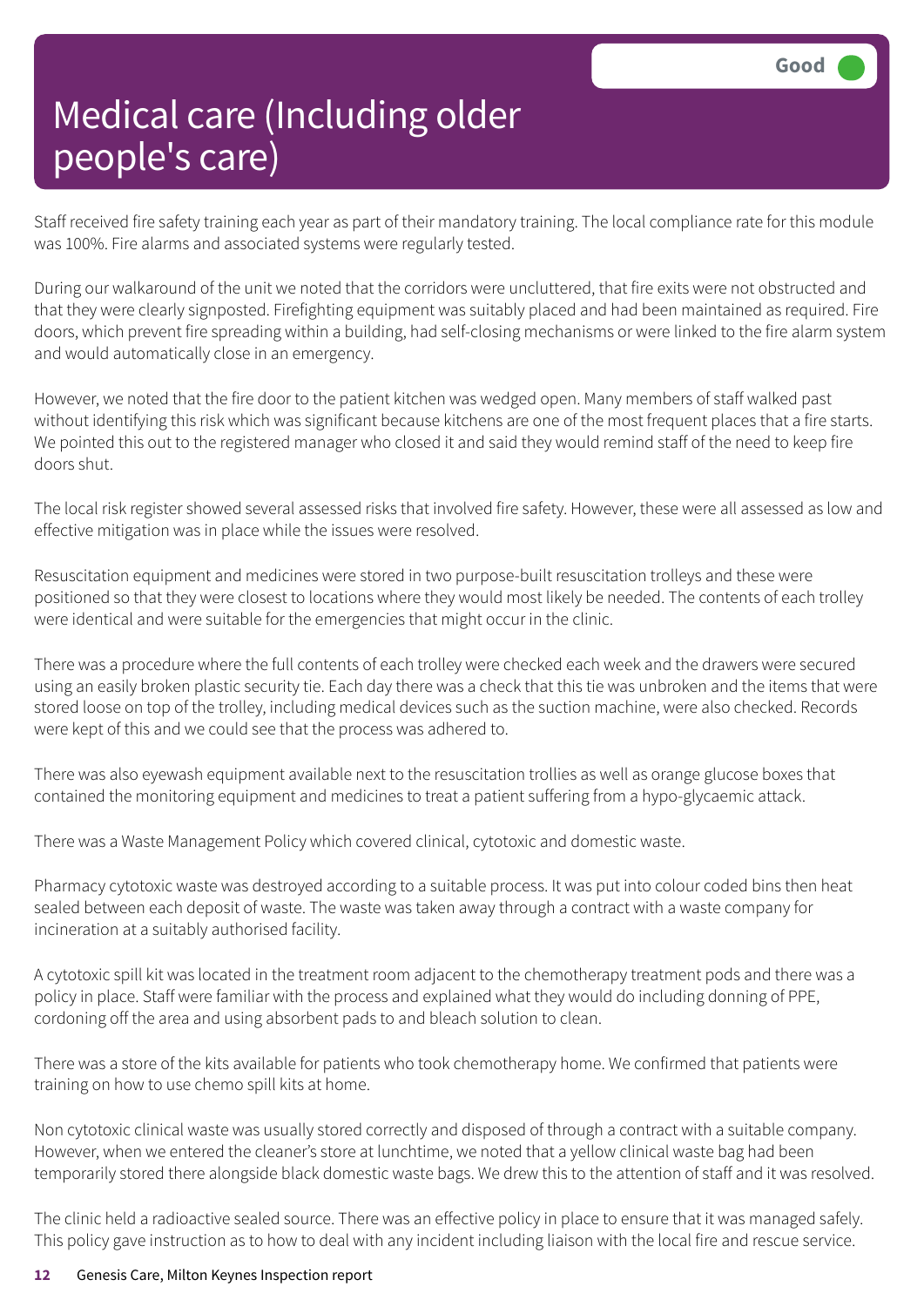# Medical care (Including older people's care)

Good

Staff received fire safety training each year as part of their mandatory training. The local compliance rate for this module was 100%. Fire alarms and associated systems were regularly tested.

During our walkaround of the unit we noted that the corridors were uncluttered, that fire exits were not obstructed and that they were clearly signposted. Firefighting equipment was suitably placed and had been maintained as required. Fire doors, which prevent fire spreading within a building, had self-closing mechanisms or were linked to the fire alarm system and would automatically close in an emergency.

However, we noted that the fire door to the patient kitchen was wedged open. Many members of staff walked past without identifying this risk which was significant because kitchens are one of the most frequent places that a fire starts. We pointed this out to the registered manager who closed it and said they would remind staff of the need to keep fire doors shut.

The local risk register showed several assessed risks that involved fire safety. However, these were all assessed as low and effective mitigation was in place while the issues were resolved.

Resuscitation equipment and medicines were stored in two purpose-built resuscitation trolleys and these were positioned so that they were closest to locations where they would most likely be needed. The contents of each trolley were identical and were suitable for the emergencies that might occur in the clinic.

There was a procedure where the full contents of each trolley were checked each week and the drawers were secured using an easily broken plastic security tie. Each day there was a check that this tie was unbroken and the items that were stored loose on top of the trolley, including medical devices such as the suction machine, were also checked. Records were kept of this and we could see that the process was adhered to.

There was also eyewash equipment available next to the resuscitation trollies as well as orange glucose boxes that contained the monitoring equipment and medicines to treat a patient suffering from a hypo-glycaemic attack.

There was a Waste Management Policy which covered clinical, cytotoxic and domestic waste.

Pharmacy cytotoxic waste was destroyed according to a suitable process. It was put into colour coded bins then heat sealed between each deposit of waste. The waste was taken away through a contract with a waste company for incineration at a suitably authorised facility.

A cytotoxic spill kit was located in the treatment room adjacent to the chemotherapy treatment pods and there was a policy in place. Staff were familiar with the process and explained what they would do including donning of PPE, cordoning off the area and using absorbent pads to and bleach solution to clean.

There was a store of the kits available for patients who took chemotherapy home. We confirmed that patients were training on how to use chemo spill kits at home.

Non cytotoxic clinical waste was usually stored correctly and disposed of through a contract with a suitable company. However, when we entered the cleaner's store at lunchtime, we noted that a yellow clinical waste bag had been temporarily stored there alongside black domestic waste bags. We drew this to the attention of staff and it was resolved.

The clinic held a radioactive sealed source. There was an effective policy in place to ensure that it was managed safely. This policy gave instruction as to how to deal with any incident including liaison with the local fire and rescue service.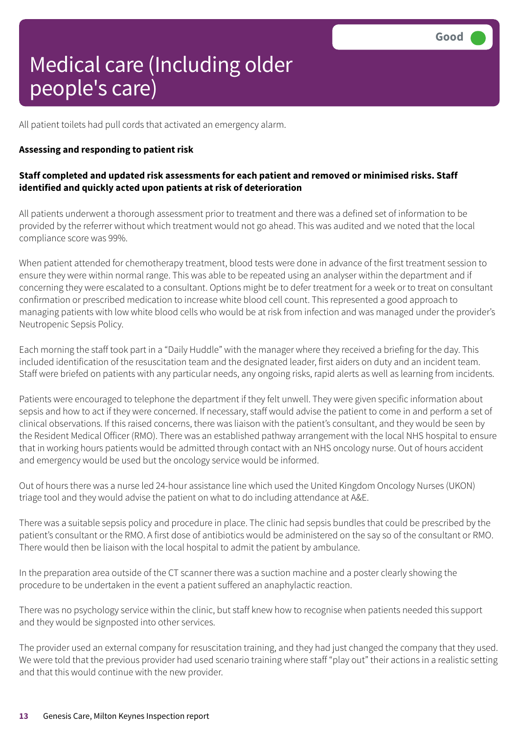# Medical care (Including older people's care)

Good

All patient toilets had pull cords that activated an emergency alarm.

**Assessing and responding to patient risk**

**Staff completed and updated risk assessments for each patient and removed or minimised risks. Staff identified and quickly acted upon patients at risk of deterioration**

All patients underwent a thorough assessment prior to treatment and there was a defined set of information to be provided by the referrer without which treatment would not go ahead. This was audited and we noted that the local compliance score was 99%.

When patient attended for chemotherapy treatment, blood tests were done in advance of the first treatment session to ensure they were within normal range. This was able to be repeated using an analyser within the department and if concerning they were escalated to a consultant. Options might be to defer treatment for a week or to treat on consultant confirmation or prescribed medication to increase white blood cell count. This represented a good approach to managing patients with low white blood cells who would be at risk from infection and was managed under the provider's Neutropenic Sepsis Policy.

Each morning the staff took part in a "Daily Huddle" with the manager where they received a briefing for the day. This included identification of the resuscitation team and the designated leader, first aiders on duty and an incident team. Staff were briefed on patients with any particular needs, any ongoing risks, rapid alerts as well as learning from incidents.

Patients were encouraged to telephone the department if they felt unwell. They were given specific information about sepsis and how to act if they were concerned. If necessary, staff would advise the patient to come in and perform a set of clinical observations. If this raised concerns, there was liaison with the patient's consultant, and they would be seen by the Resident Medical Officer (RMO). There was an established pathway arrangement with the local NHS hospital to ensure that in working hours patients would be admitted through contact with an NHS oncology nurse. Out of hours accident and emergency would be used but the oncology service would be informed.

Out of hours there was a nurse led 24-hour assistance line which used the United Kingdom Oncology Nurses (UKON) triage tool and they would advise the patient on what to do including attendance at A&E.

There was a suitable sepsis policy and procedure in place. The clinic had sepsis bundles that could be prescribed by the patient's consultant or the RMO. A first dose of antibiotics would be administered on the say so of the consultant or RMO. There would then be liaison with the local hospital to admit the patient by ambulance.

In the preparation area outside of the CT scanner there was a suction machine and a poster clearly showing the procedure to be undertaken in the event a patient suffered an anaphylactic reaction.

There was no psychology service within the clinic, but staff knew how to recognise when patients needed this support and they would be signposted into other services.

The provider used an external company for resuscitation training, and they had just changed the company that they used. We were told that the previous provider had used scenario training where staff "play out" their actions in a realistic setting and that this would continue with the new provider.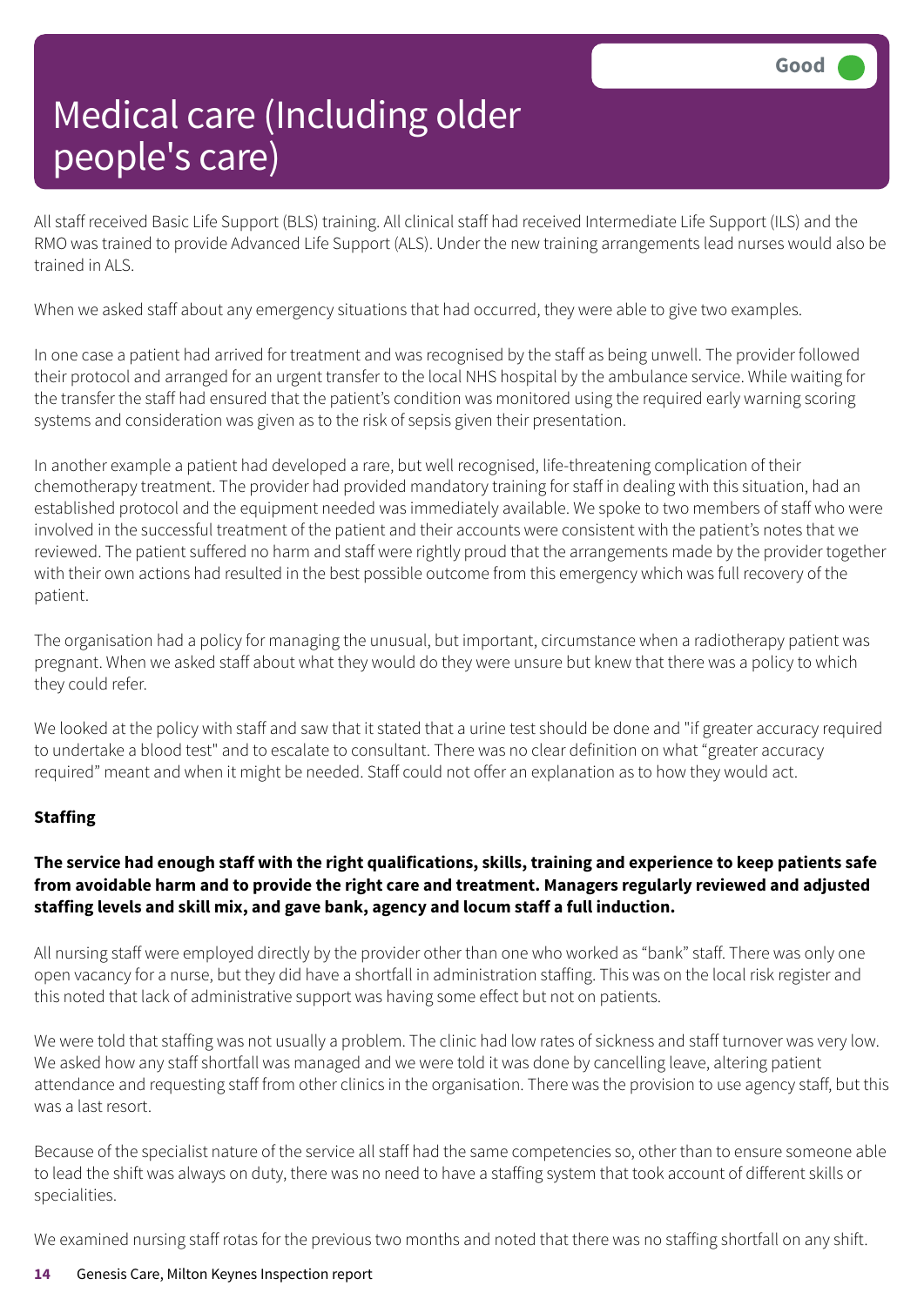# Medical care (Including older people's care)

Good

All staff received Basic Life Support (BLS) training. All clinical staff had received Intermediate Life Support (ILS) and the RMO was trained to provide Advanced Life Support (ALS). Under the new training arrangements lead nurses would also be trained in ALS.

When we asked staff about any emergency situations that had occurred, they were able to give two examples.

In one case a patient had arrived for treatment and was recognised by the staff as being unwell. The provider followed their protocol and arranged for an urgent transfer to the local NHS hospital by the ambulance service. While waiting for the transfer the staff had ensured that the patient's condition was monitored using the required early warning scoring systems and consideration was given as to the risk of sepsis given their presentation.

In another example a patient had developed a rare, but well recognised, life-threatening complication of their chemotherapy treatment. The provider had provided mandatory training for staff in dealing with this situation, had an established protocol and the equipment needed was immediately available. We spoke to two members of staff who were involved in the successful treatment of the patient and their accounts were consistent with the patient's notes that we reviewed. The patient suffered no harm and staff were rightly proud that the arrangements made by the provider together with their own actions had resulted in the best possible outcome from this emergency which was full recovery of the patient.

The organisation had a policy for managing the unusual, but important, circumstance when a radiotherapy patient was pregnant. When we asked staff about what they would do they were unsure but knew that there was a policy to which they could refer.

We looked at the policy with staff and saw that it stated that a urine test should be done and "if greater accuracy required to undertake a blood test" and to escalate to consultant. There was no clear definition on what "greater accuracy required" meant and when it might be needed. Staff could not offer an explanation as to how they would act.

**Staffing**

**The service had enough staff with the right qualifications, skills, training and experience to keep patients safe from avoidable harm and to provide the right care and treatment. Managers regularly reviewed and adjusted staffing levels and skill mix, and gave bank, agency and locum staff a full induction.**

All nursing staff were employed directly by the provider other than one who worked as "bank" staff. There was only one open vacancy for a nurse, but they did have a shortfall in administration staffing. This was on the local risk register and this noted that lack of administrative support was having some effect but not on patients.

We were told that staffing was not usually a problem. The clinic had low rates of sickness and staff turnover was very low. We asked how any staff shortfall was managed and we were told it was done by cancelling leave, altering patient attendance and requesting staff from other clinics in the organisation. There was the provision to use agency staff, but this was a last resort.

Because of the specialist nature of the service all staff had the same competencies so, other than to ensure someone able to lead the shift was always on duty, there was no need to have a staffing system that took account of different skills or specialities.

We examined nursing staff rotas for the previous two months and noted that there was no staffing shortfall on any shift.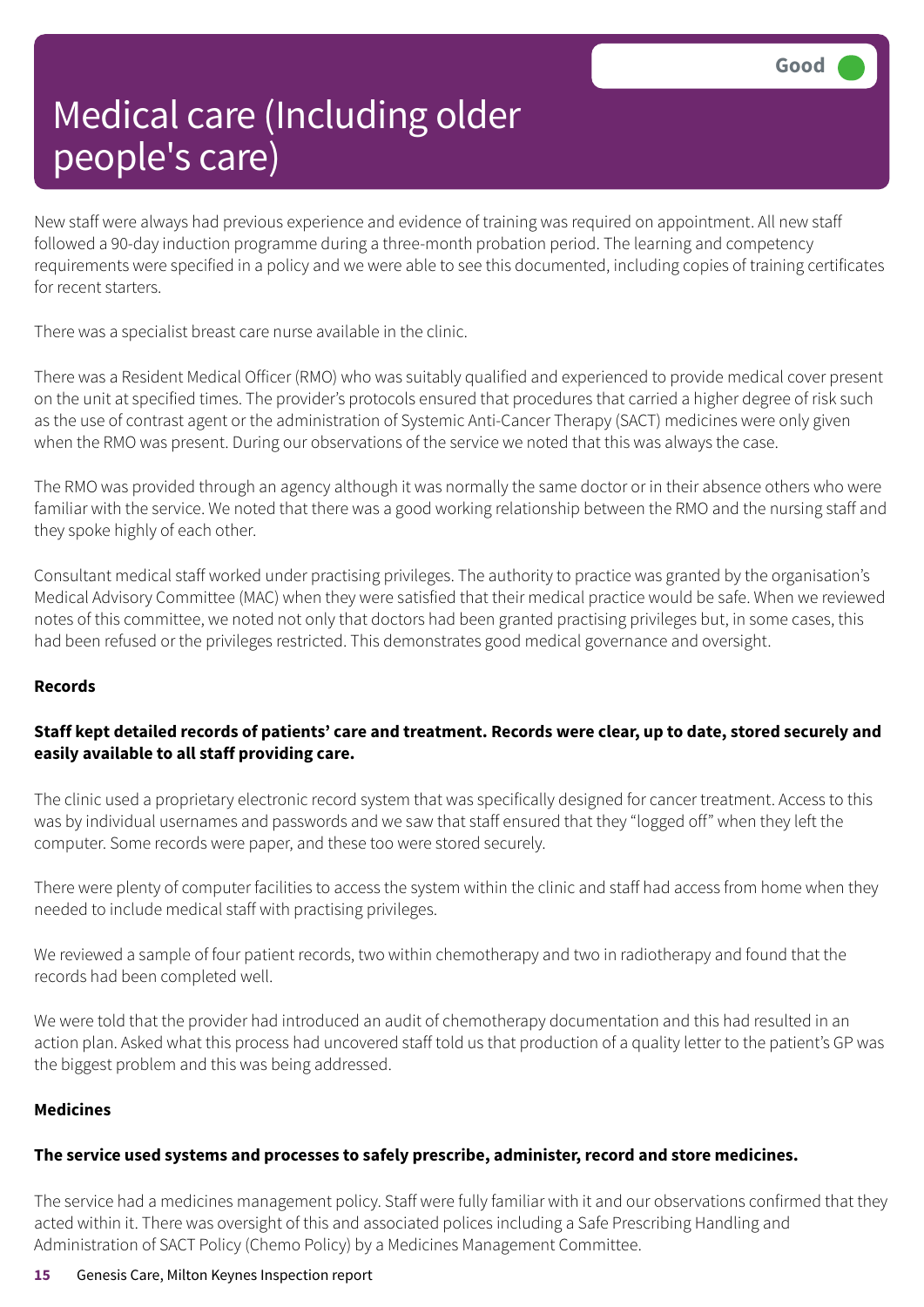# Medical care (Including older people's care)

Good

New staff were always had previous experience and evidence of training was required on appointment. All new staff followed a 90-day induction programme during a three-month probation period. The learning and competency requirements were specified in a policy and we were able to see this documented, including copies of training certificates for recent starters.

There was a specialist breast care nurse available in the clinic.

There was a Resident Medical Officer (RMO) who was suitably qualified and experienced to provide medical cover present on the unit at specified times. The provider's protocols ensured that procedures that carried a higher degree of risk such as the use of contrast agent or the administration of Systemic Anti-Cancer Therapy (SACT) medicines were only given when the RMO was present. During our observations of the service we noted that this was always the case.

The RMO was provided through an agency although it was normally the same doctor or in their absence others who were familiar with the service. We noted that there was a good working relationship between the RMO and the nursing staff and they spoke highly of each other.

Consultant medical staff worked under practising privileges. The authority to practice was granted by the organisation's Medical Advisory Committee (MAC) when they were satisfied that their medical practice would be safe. When we reviewed notes of this committee, we noted not only that doctors had been granted practising privileges but, in some cases, this had been refused or the privileges restricted. This demonstrates good medical governance and oversight.

**Records**

**Staff kept detailed records of patients' care and treatment. Records were clear, up to date, stored securely and easily available to all staff providing care.**

The clinic used a proprietary electronic record system that was specifically designed for cancer treatment. Access to this was by individual usernames and passwords and we saw that staff ensured that they "logged off" when they left the computer. Some records were paper, and these too were stored securely.

There were plenty of computer facilities to access the system within the clinic and staff had access from home when they needed to include medical staff with practising privileges.

We reviewed a sample of four patient records, two within chemotherapy and two in radiotherapy and found that the records had been completed well.

We were told that the provider had introduced an audit of chemotherapy documentation and this had resulted in an action plan. Asked what this process had uncovered staff told us that production of a quality letter to the patient's GP was the biggest problem and this was being addressed.

**Medicines**

**The service used systems and processes to safely prescribe, administer, record and store medicines.**

The service had a medicines management policy. Staff were fully familiar with it and our observations confirmed that they acted within it. There was oversight of this and associated polices including a Safe Prescribing Handling and Administration of SACT Policy (Chemo Policy) by a Medicines Management Committee.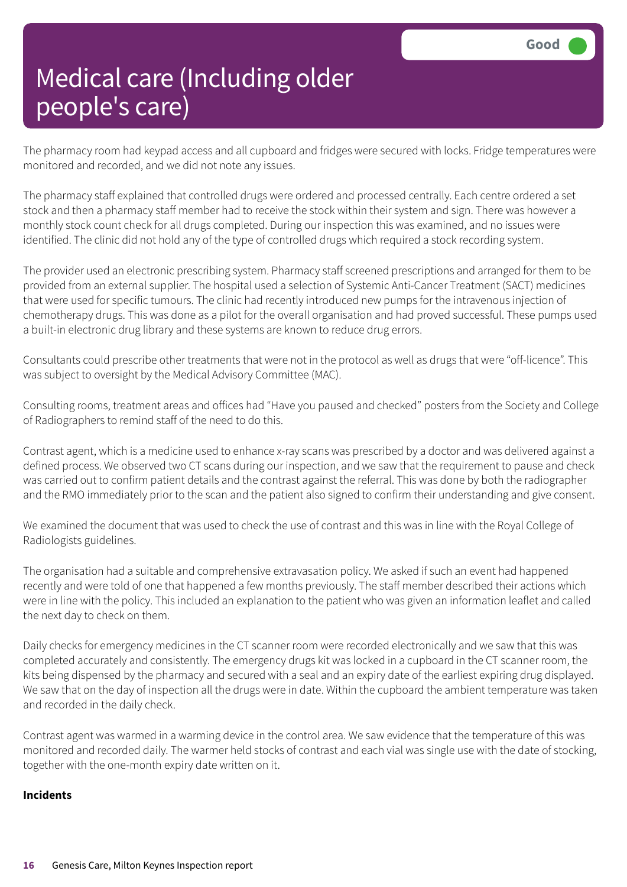# Medical care (Including older people's care)

Good

The pharmacy room had keypad access and all cupboard and fridges were secured with locks. Fridge temperatures were monitored and recorded, and we did not note any issues.

The pharmacy staff explained that controlled drugs were ordered and processed centrally. Each centre ordered a set stock and then a pharmacy staff member had to receive the stock within their system and sign. There was however a monthly stock count check for all drugs completed. During our inspection this was examined, and no issues were identified. The clinic did not hold any of the type of controlled drugs which required a stock recording system.

The provider used an electronic prescribing system. Pharmacy staff screened prescriptions and arranged for them to be provided from an external supplier. The hospital used a selection of Systemic Anti-Cancer Treatment (SACT) medicines that were used for specific tumours. The clinic had recently introduced new pumps for the intravenous injection of chemotherapy drugs. This was done as a pilot for the overall organisation and had proved successful. These pumps used a built-in electronic drug library and these systems are known to reduce drug errors.

Consultants could prescribe other treatments that were not in the protocol as well as drugs that were "off-licence". This was subject to oversight by the Medical Advisory Committee (MAC).

Consulting rooms, treatment areas and offices had "Have you paused and checked" posters from the Society and College of Radiographers to remind staff of the need to do this.

Contrast agent, which is a medicine used to enhance x-ray scans was prescribed by a doctor and was delivered against a defined process. We observed two CT scans during our inspection, and we saw that the requirement to pause and check was carried out to confirm patient details and the contrast against the referral. This was done by both the radiographer and the RMO immediately prior to the scan and the patient also signed to confirm their understanding and give consent.

We examined the document that was used to check the use of contrast and this was in line with the Royal College of Radiologists guidelines.

The organisation had a suitable and comprehensive extravasation policy. We asked if such an event had happened recently and were told of one that happened a few months previously. The staff member described their actions which were in line with the policy. This included an explanation to the patient who was given an information leaflet and called the next day to check on them.

Daily checks for emergency medicines in the CT scanner room were recorded electronically and we saw that this was completed accurately and consistently. The emergency drugs kit was locked in a cupboard in the CT scanner room, the kits being dispensed by the pharmacy and secured with a seal and an expiry date of the earliest expiring drug displayed. We saw that on the day of inspection all the drugs were in date. Within the cupboard the ambient temperature was taken and recorded in the daily check.

Contrast agent was warmed in a warming device in the control area. We saw evidence that the temperature of this was monitored and recorded daily. The warmer held stocks of contrast and each vial was single use with the date of stocking, together with the one-month expiry date written on it.

**Incidents**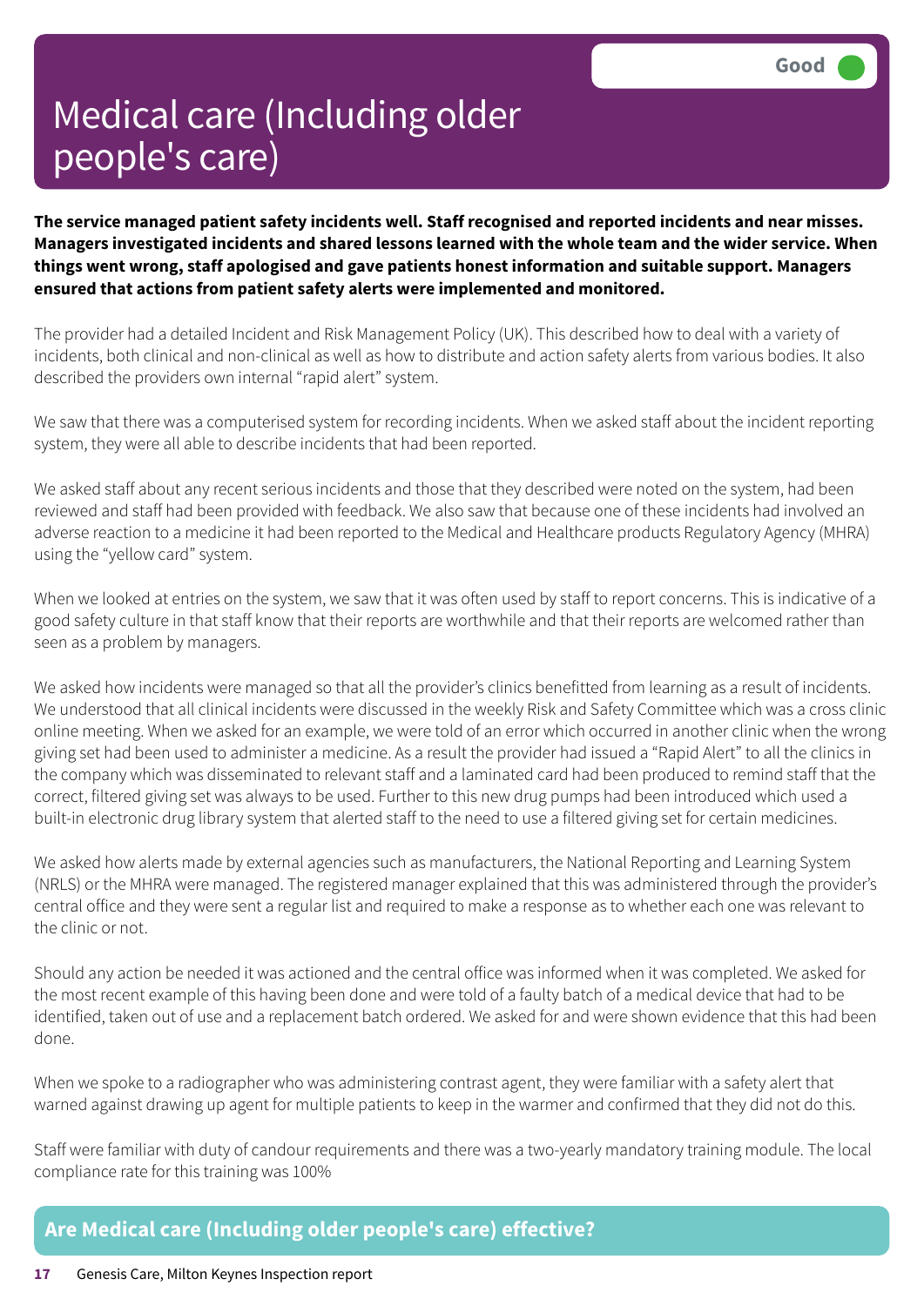# Medical care (Including older people's care)

Good

**The service managed patient safety incidents well. Staff recognised and reported incidents and near misses. Managers investigated incidents and shared lessons learned with the whole team and the wider service. When things went wrong, staff apologised and gave patients honest information and suitable support. Managers ensured that actions from patient safety alerts were implemented and monitored.**

The provider had a detailed Incident and Risk Management Policy (UK). This described how to deal with a variety of incidents, both clinical and non-clinical as well as how to distribute and action safety alerts from various bodies. It also described the providers own internal "rapid alert" system.

We saw that there was a computerised system for recording incidents. When we asked staff about the incident reporting system, they were all able to describe incidents that had been reported.

We asked staff about any recent serious incidents and those that they described were noted on the system, had been reviewed and staff had been provided with feedback. We also saw that because one of these incidents had involved an adverse reaction to a medicine it had been reported to the Medical and Healthcare products Regulatory Agency (MHRA) using the "yellow card" system.

When we looked at entries on the system, we saw that it was often used by staff to report concerns. This is indicative of a good safety culture in that staff know that their reports are worthwhile and that their reports are welcomed rather than seen as a problem by managers.

We asked how incidents were managed so that all the provider's clinics benefitted from learning as a result of incidents. We understood that all clinical incidents were discussed in the weekly Risk and Safety Committee which was a cross clinic online meeting. When we asked for an example, we were told of an error which occurred in another clinic when the wrong giving set had been used to administer a medicine. As a result the provider had issued a "Rapid Alert" to all the clinics in the company which was disseminated to relevant staff and a laminated card had been produced to remind staff that the correct, filtered giving set was always to be used. Further to this new drug pumps had been introduced which used a built-in electronic drug library system that alerted staff to the need to use a filtered giving set for certain medicines.

We asked how alerts made by external agencies such as manufacturers, the National Reporting and Learning System (NRLS) or the MHRA were managed. The registered manager explained that this was administered through the provider's central office and they were sent a regular list and required to make a response as to whether each one was relevant to the clinic or not.

Should any action be needed it was actioned and the central office was informed when it was completed. We asked for the most recent example of this having been done and were told of a faulty batch of a medical device that had to be identified, taken out of use and a replacement batch ordered. We asked for and were shown evidence that this had been done.

When we spoke to a radiographer who was administering contrast agent, they were familiar with a safety alert that warned against drawing up agent for multiple patients to keep in the warmer and confirmed that they did not do this.

Staff were familiar with duty of candour requirements and there was a two-yearly mandatory training module. The local compliance rate for this training was 100%

## Are Medical care (Including older people's care) effective?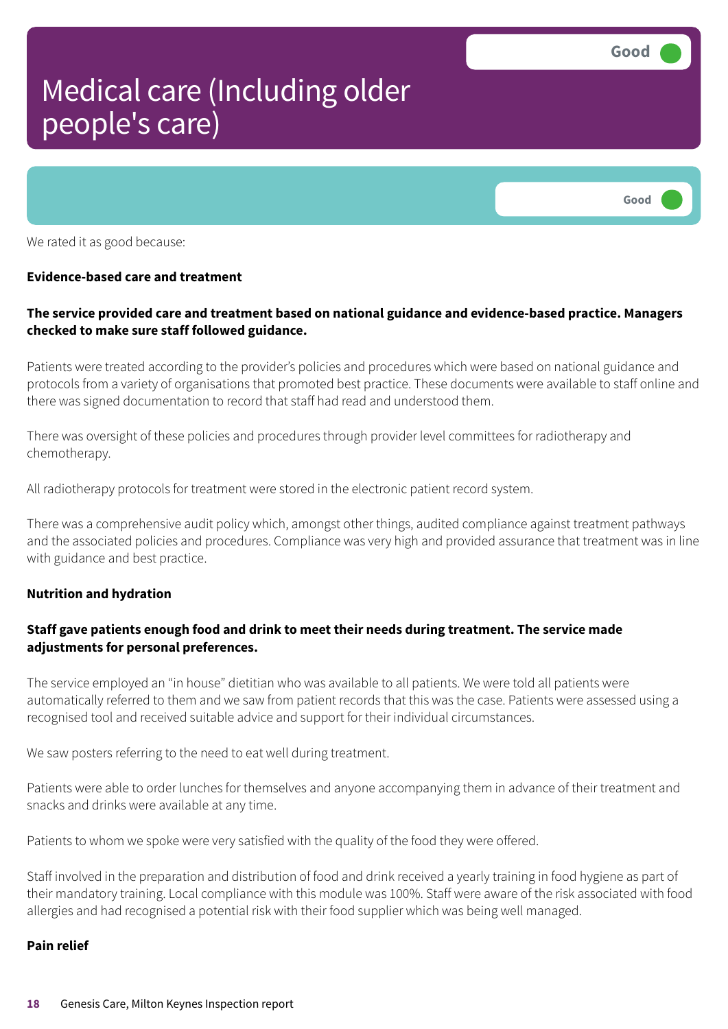# Medical care (Including older people's care)

Good

Good

We rated it as good because:

**Evidence-based care and treatment**

**The service provided care and treatment based on national guidance and evidence-based practice. Managers checked to make sure staff followed guidance.**

Patients were treated according to the provider's policies and procedures which were based on national guidance and protocols from a variety of organisations that promoted best practice. These documents were available to staff online and there was signed documentation to record that staff had read and understood them.

There was oversight of these policies and procedures through provider level committees for radiotherapy and chemotherapy.

All radiotherapy protocols for treatment were stored in the electronic patient record system.

There was a comprehensive audit policy which, amongst other things, audited compliance against treatment pathways and the associated policies and procedures. Compliance was very high and provided assurance that treatment was in line with guidance and best practice.

**Nutrition and hydration**

**Staff gave patients enough food and drink to meet their needs during treatment. The service made adjustments for personal preferences.**

The service employed an "in house" dietitian who was available to all patients. We were told all patients were automatically referred to them and we saw from patient records that this was the case. Patients were assessed using a recognised tool and received suitable advice and support for their individual circumstances.

We saw posters referring to the need to eat well during treatment.

Patients were able to order lunches for themselves and anyone accompanying them in advance of their treatment and snacks and drinks were available at any time.

Patients to whom we spoke were very satisfied with the quality of the food they were offered.

Staff involved in the preparation and distribution of food and drink received a yearly training in food hygiene as part of their mandatory training. Local compliance with this module was 100%. Staff were aware of the risk associated with food allergies and had recognised a potential risk with their food supplier which was being well managed.

**Pain relief**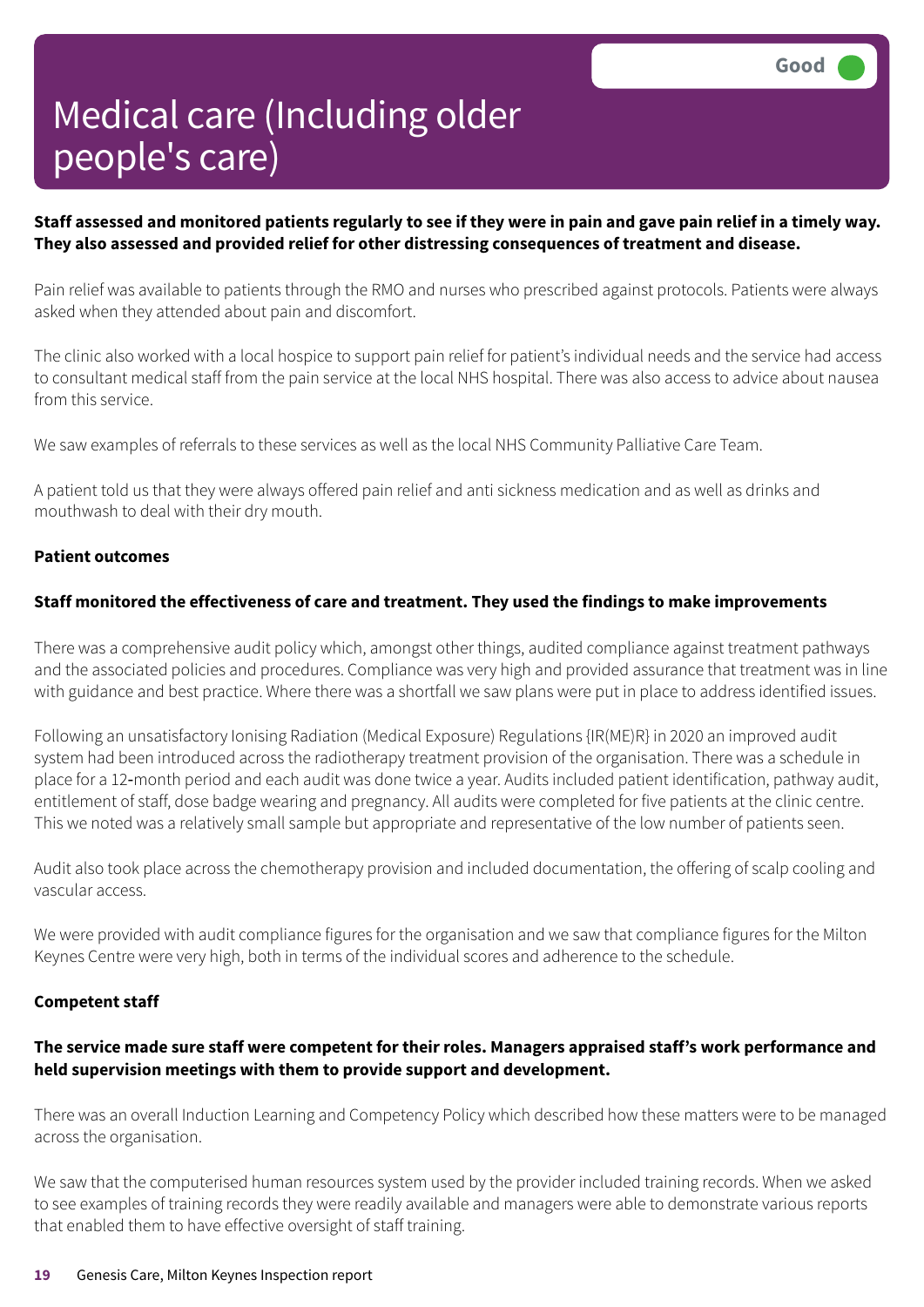# Medical care (Including older people's care)

Good

**Staff assessed and monitored patients regularly to see if they were in pain and gave pain relief in a timely way. They also assessed and provided relief for other distressing consequences of treatment and disease.**

Pain relief was available to patients through the RMO and nurses who prescribed against protocols. Patients were always asked when they attended about pain and discomfort.

The clinic also worked with a local hospice to support pain relief for patient's individual needs and the service had access to consultant medical staff from the pain service at the local NHS hospital. There was also access to advice about nausea from this service.

We saw examples of referrals to these services as well as the local NHS Community Palliative Care Team.

A patient told us that they were always offered pain relief and anti sickness medication and as well as drinks and mouthwash to deal with their dry mouth.

**Patient outcomes**

**Staff monitored the effectiveness of care and treatment. They used the findings to make improvements**

There was a comprehensive audit policy which, amongst other things, audited compliance against treatment pathways and the associated policies and procedures. Compliance was very high and provided assurance that treatment was in line with guidance and best practice. Where there was a shortfall we saw plans were put in place to address identified issues.

Following an unsatisfactory Ionising Radiation (Medical Exposure) Regulations {IR(ME)R} in 2020 an improved audit system had been introduced across the radiotherapy treatment provision of the organisation. There was a schedule in place for a 12-month period and each audit was done twice a year. Audits included patient identification, pathway audit, entitlement of staff, dose badge wearing and pregnancy. All audits were completed for five patients at the clinic centre. This we noted was a relatively small sample but appropriate and representative of the low number of patients seen.

Audit also took place across the chemotherapy provision and included documentation, the offering of scalp cooling and vascular access.

We were provided with audit compliance figures for the organisation and we saw that compliance figures for the Milton Keynes Centre were very high, both in terms of the individual scores and adherence to the schedule.

**Competent staff**

**The service made sure staff were competent for their roles. Managers appraised staff's work performance and held supervision meetings with them to provide support and development.**

There was an overall Induction Learning and Competency Policy which described how these matters were to be managed across the organisation.

We saw that the computerised human resources system used by the provider included training records. When we asked to see examples of training records they were readily available and managers were able to demonstrate various reports that enabled them to have effective oversight of staff training.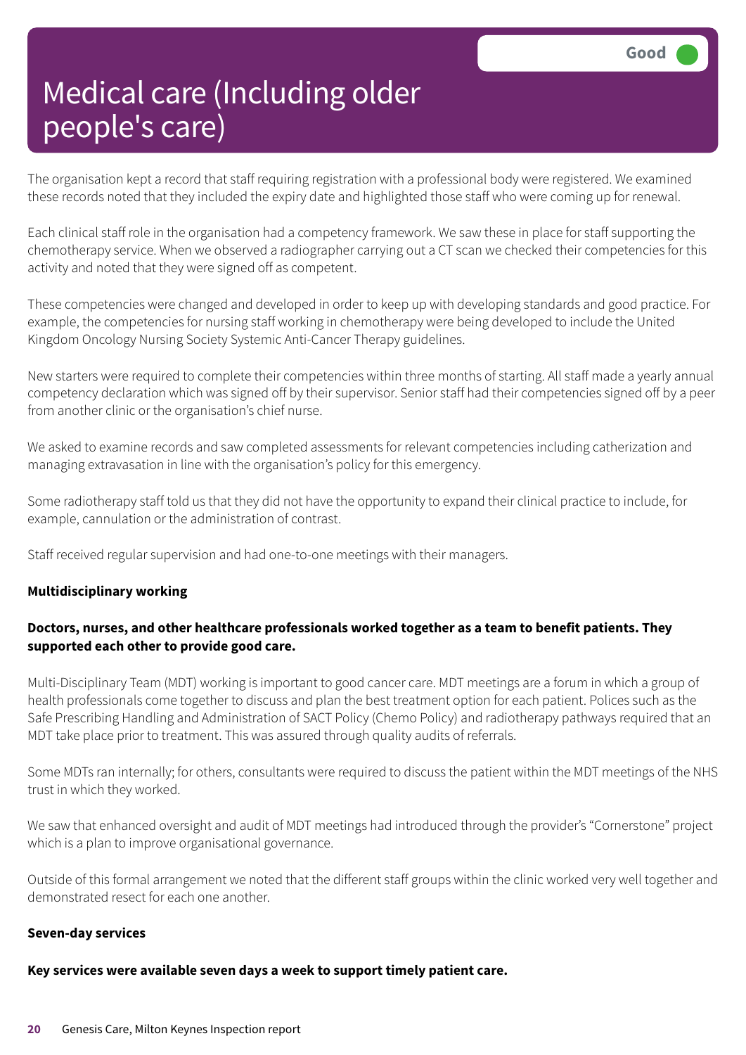# Medical care (Including older people's care)

Good

The organisation kept a record that staff requiring registration with a professional body were registered. We examined these records noted that they included the expiry date and highlighted those staff who were coming up for renewal.

Each clinical staff role in the organisation had a competency framework. We saw these in place for staff supporting the chemotherapy service. When we observed a radiographer carrying out a CT scan we checked their competencies for this activity and noted that they were signed off as competent.

These competencies were changed and developed in order to keep up with developing standards and good practice. For example, the competencies for nursing staff working in chemotherapy were being developed to include the United Kingdom Oncology Nursing Society Systemic Anti-Cancer Therapy guidelines.

New starters were required to complete their competencies within three months of starting. All staff made a yearly annual competency declaration which was signed off by their supervisor. Senior staff had their competencies signed off by a peer from another clinic or the organisation's chief nurse.

We asked to examine records and saw completed assessments for relevant competencies including catherization and managing extravasation in line with the organisation's policy for this emergency.

Some radiotherapy staff told us that they did not have the opportunity to expand their clinical practice to include, for example, cannulation or the administration of contrast.

Staff received regular supervision and had one-to-one meetings with their managers.

**Multidisciplinary working**

**Doctors, nurses, and other healthcare professionals worked together as a team to benefit patients. They supported each other to provide good care.**

Multi-Disciplinary Team (MDT) working is important to good cancer care. MDT meetings are a forum in which a group of health professionals come together to discuss and plan the best treatment option for each patient. Polices such as the Safe Prescribing Handling and Administration of SACT Policy (Chemo Policy) and radiotherapy pathways required that an MDT take place prior to treatment. This was assured through quality audits of referrals.

Some MDTs ran internally; for others, consultants were required to discuss the patient within the MDT meetings of the NHS trust in which they worked.

We saw that enhanced oversight and audit of MDT meetings had introduced through the provider's "Cornerstone" project which is a plan to improve organisational governance.

Outside of this formal arrangement we noted that the different staff groups within the clinic worked very well together and demonstrated resect for each one another.

**Seven-day services**

**Key services were available seven days a week to support timely patient care.**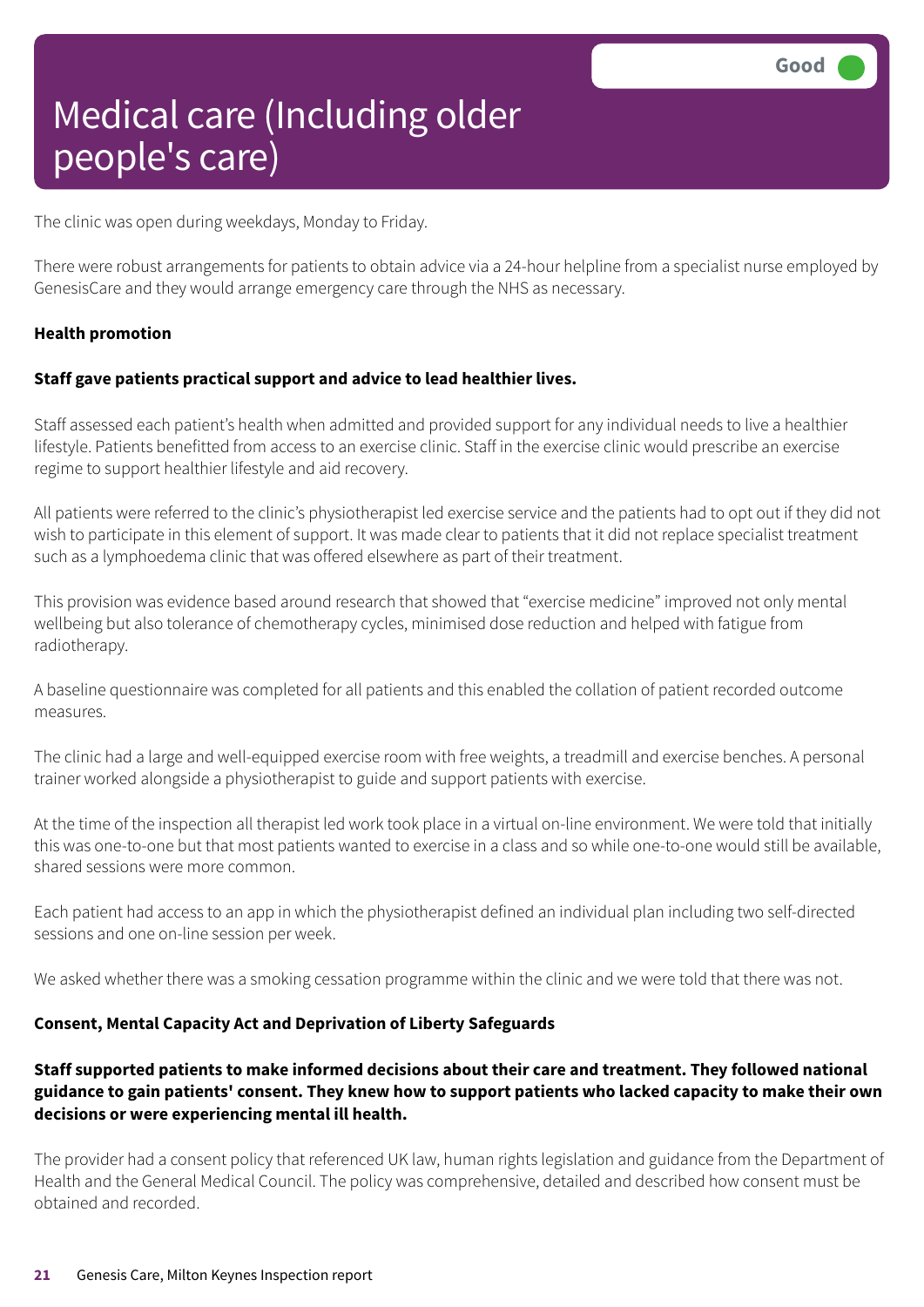# Medical care (Including older people's care)

Good

The clinic was open during weekdays, Monday to Friday.

There were robust arrangements for patients to obtain advice via a 24-hour helpline from a specialist nurse employed by GenesisCare and they would arrange emergency care through the NHS as necessary.

**Health promotion**

**Staff gave patients practical support and advice to lead healthier lives.**

Staff assessed each patient's health when admitted and provided support for any individual needs to live a healthier lifestyle. Patients benefitted from access to an exercise clinic. Staff in the exercise clinic would prescribe an exercise regime to support healthier lifestyle and aid recovery.

All patients were referred to the clinic's physiotherapist led exercise service and the patients had to opt out if they did not wish to participate in this element of support. It was made clear to patients that it did not replace specialist treatment such as a lymphoedema clinic that was offered elsewhere as part of their treatment.

This provision was evidence based around research that showed that "exercise medicine" improved not only mental wellbeing but also tolerance of chemotherapy cycles, minimised dose reduction and helped with fatigue from radiotherapy.

A baseline questionnaire was completed for all patients and this enabled the collation of patient recorded outcome measures.

The clinic had a large and well-equipped exercise room with free weights, a treadmill and exercise benches. A personal trainer worked alongside a physiotherapist to guide and support patients with exercise.

At the time of the inspection all therapist led work took place in a virtual on-line environment. We were told that initially this was one-to-one but that most patients wanted to exercise in a class and so while one-to-one would still be available, shared sessions were more common.

Each patient had access to an app in which the physiotherapist defined an individual plan including two self-directed sessions and one on-line session per week.

We asked whether there was a smoking cessation programme within the clinic and we were told that there was not.

**Consent, Mental Capacity Act and Deprivation of Liberty Safeguards**

**Staff supported patients to make informed decisions about their care and treatment. They followed national guidance to gain patients' consent. They knew how to support patients who lacked capacity to make their own decisions or were experiencing mental ill health.**

The provider had a consent policy that referenced UK law, human rights legislation and guidance from the Department of Health and the General Medical Council. The policy was comprehensive, detailed and described how consent must be obtained and recorded.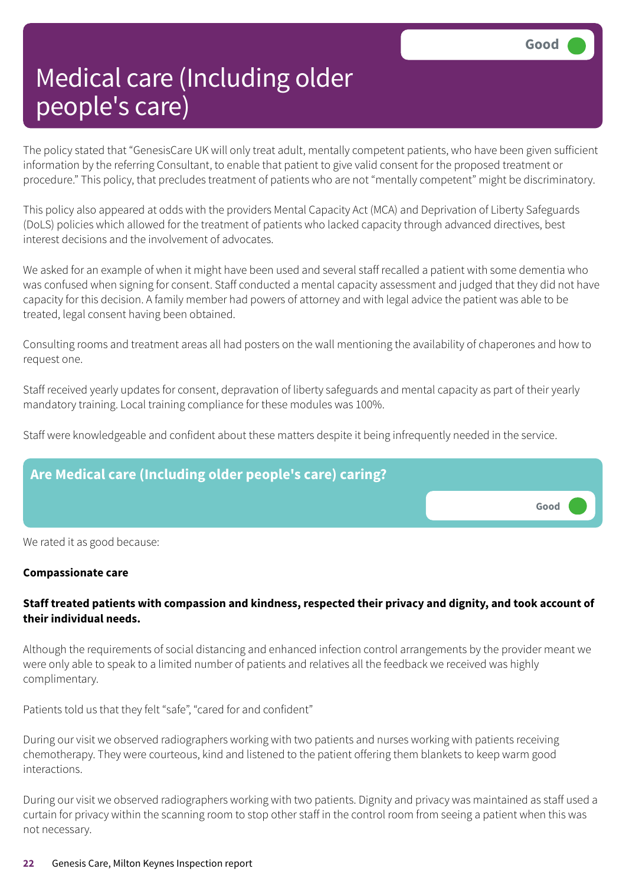# Medical care (Including older people's care)

Good

The policy stated that "GenesisCare UK will only treat adult, mentally competent patients, who have been given sufficient information by the referring Consultant, to enable that patient to give valid consent for the proposed treatment or procedure." This policy, that precludes treatment of patients who are not "mentally competent" might be discriminatory.

This policy also appeared at odds with the providers Mental Capacity Act (MCA) and Deprivation of Liberty Safeguards (DoLS) policies which allowed for the treatment of patients who lacked capacity through advanced directives, best interest decisions and the involvement of advocates.

We asked for an example of when it might have been used and several staff recalled a patient with some dementia who was confused when signing for consent. Staff conducted a mental capacity assessment and judged that they did not have capacity for this decision. A family member had powers of attorney and with legal advice the patient was able to be treated, legal consent having been obtained.

Consulting rooms and treatment areas all had posters on the wall mentioning the availability of chaperones and how to request one.

Staff received yearly updates for consent, depravation of liberty safeguards and mental capacity as part of their yearly mandatory training. Local training compliance for these modules was 100%.

Staff were knowledgeable and confident about these matters despite it being infrequently needed in the service.

## Are Medical care (Including older people's care) caring?

Good

We rated it as good because:

**Compassionate care**

**Staff treated patients with compassion and kindness, respected their privacy and dignity, and took account of their individual needs.**

Although the requirements of social distancing and enhanced infection control arrangements by the provider meant we were only able to speak to a limited number of patients and relatives all the feedback we received was highly complimentary.

Patients told us that they felt "safe", "cared for and confident"

During our visit we observed radiographers working with two patients and nurses working with patients receiving chemotherapy. They were courteous, kind and listened to the patient offering them blankets to keep warm good interactions.

During our visit we observed radiographers working with two patients. Dignity and privacy was maintained as staff used a curtain for privacy within the scanning room to stop other staff in the control room from seeing a patient when this was not necessary.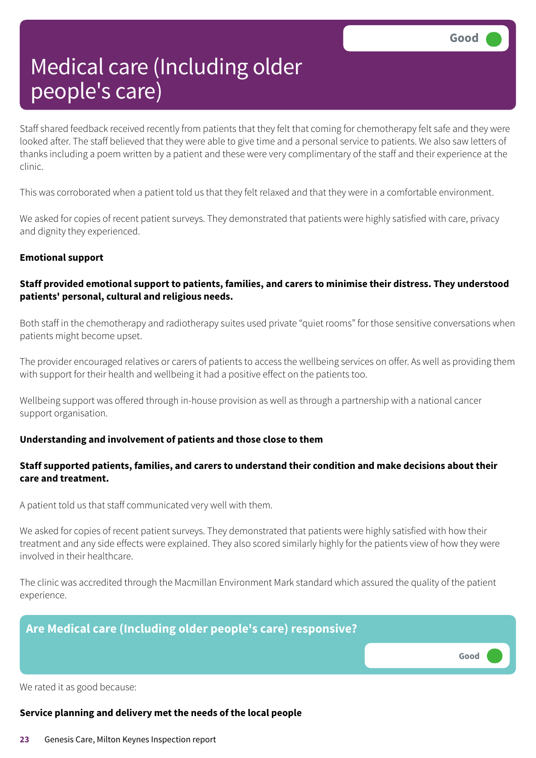# Medical care (Including older people's care)

Good

Staff shared feedback received recently from patients that they felt that coming for chemotherapy felt safe and they were looked after. The staff believed that they were able to give time and a personal service to patients. We also saw letters of thanks including a poem written by a patient and these were very complimentary of the staff and their experience at the clinic.

This was corroborated when a patient told us that they felt relaxed and that they were in a comfortable environment.

We asked for copies of recent patient surveys. They demonstrated that patients were highly satisfied with care, privacy and dignity they experienced.

**Emotional support**

**Staff provided emotional support to patients, families, and carers to minimise their distress. They understood patients' personal, cultural and religious needs.**

Both staff in the chemotherapy and radiotherapy suites used private "quiet rooms" for those sensitive conversations when patients might become upset.

The provider encouraged relatives or carers of patients to access the wellbeing services on offer. As well as providing them with support for their health and wellbeing it had a positive effect on the patients too.

Wellbeing support was offered through in-house provision as well as through a partnership with a national cancer support organisation.

**Understanding and involvement of patients and those close to them**

**Staff supported patients, families, and carers to understand their condition and make decisions about their care and treatment.**

A patient told us that staff communicated very well with them.

We asked for copies of recent patient surveys. They demonstrated that patients were highly satisfied with how their treatment and any side effects were explained. They also scored similarly highly for the patients view of how they were involved in their healthcare.

The clinic was accredited through the Macmillan Environment Mark standard which assured the quality of the patient experience.

## Are Medical care (Including older people's care) responsive?

Good

We rated it as good because:

**Service planning and delivery met the needs of the local people**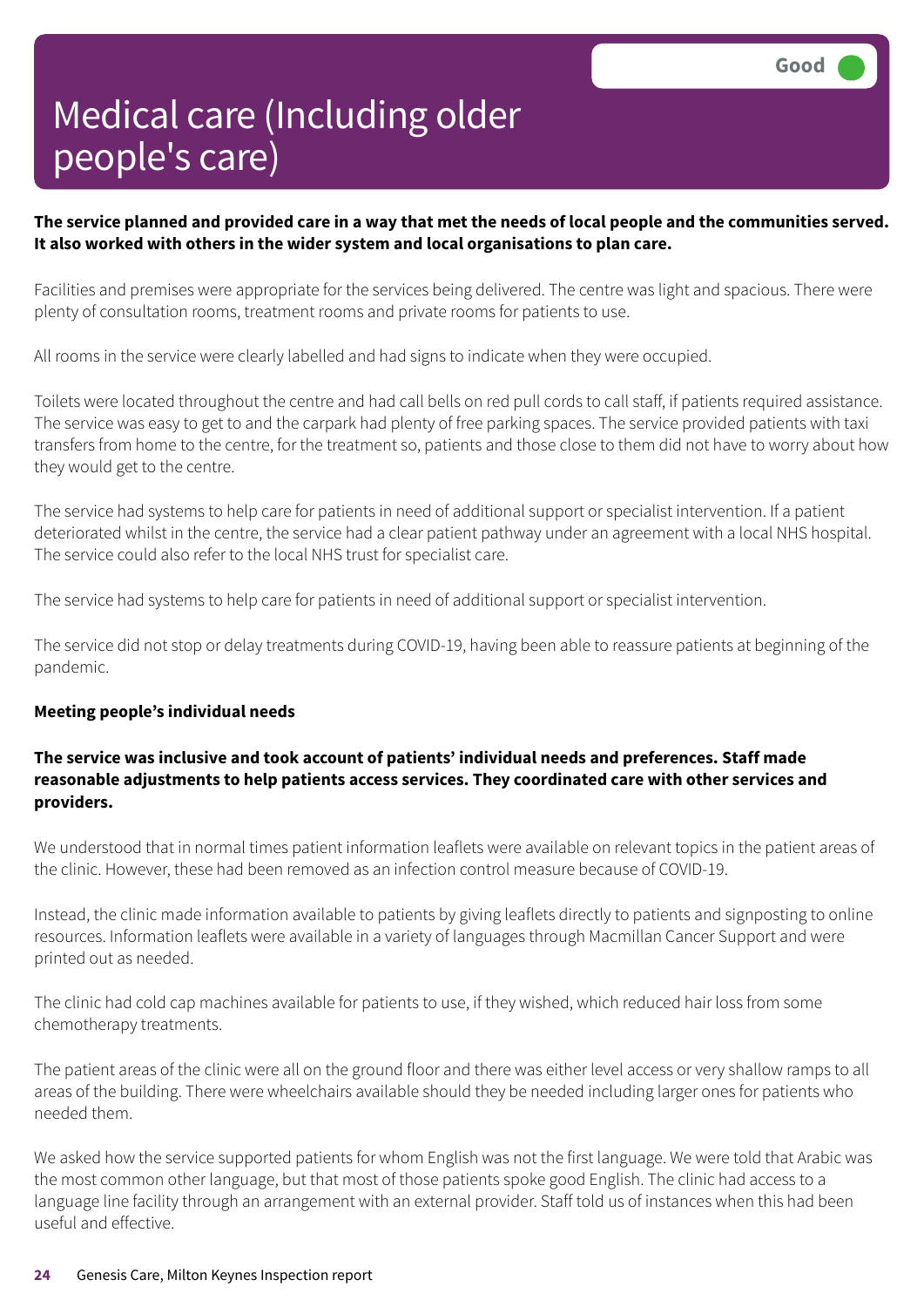# Medical care (Including older people's care)

Good

**The service planned and provided care in a way that met the needs of local people and the communities served. It also worked with others in the wider system and local organisations to plan care.**

Facilities and premises were appropriate for the services being delivered. The centre was light and spacious. There were plenty of consultation rooms, treatment rooms and private rooms for patients to use.

All rooms in the service were clearly labelled and had signs to indicate when they were occupied.

Toilets were located throughout the centre and had call bells on red pull cords to call staff, if patients required assistance. The service was easy to get to and the carpark had plenty of free parking spaces. The service provided patients with taxi transfers from home to the centre, for the treatment so, patients and those close to them did not have to worry about how they would get to the centre.

The service had systems to help care for patients in need of additional support or specialist intervention. If a patient deteriorated whilst in the centre, the service had a clear patient pathway under an agreement with a local NHS hospital. The service could also refer to the local NHS trust for specialist care.

The service had systems to help care for patients in need of additional support or specialist intervention.

The service did not stop or delay treatments during COVID-19, having been able to reassure patients at beginning of the pandemic.

**Meeting people's individual needs**

**The service was inclusive and took account of patients' individual needs and preferences. Staff made reasonable adjustments to help patients access services. They coordinated care with other services and providers.**

We understood that in normal times patient information leaflets were available on relevant topics in the patient areas of the clinic. However, these had been removed as an infection control measure because of COVID-19.

Instead, the clinic made information available to patients by giving leaflets directly to patients and signposting to online resources. Information leaflets were available in a variety of languages through Macmillan Cancer Support and were printed out as needed.

The clinic had cold cap machines available for patients to use, if they wished, which reduced hair loss from some chemotherapy treatments.

The patient areas of the clinic were all on the ground floor and there was either level access or very shallow ramps to all areas of the building. There were wheelchairs available should they be needed including larger ones for patients who needed them.

We asked how the service supported patients for whom English was not the first language. We were told that Arabic was the most common other language, but that most of those patients spoke good English. The clinic had access to a language line facility through an arrangement with an external provider. Staff told us of instances when this had been useful and effective.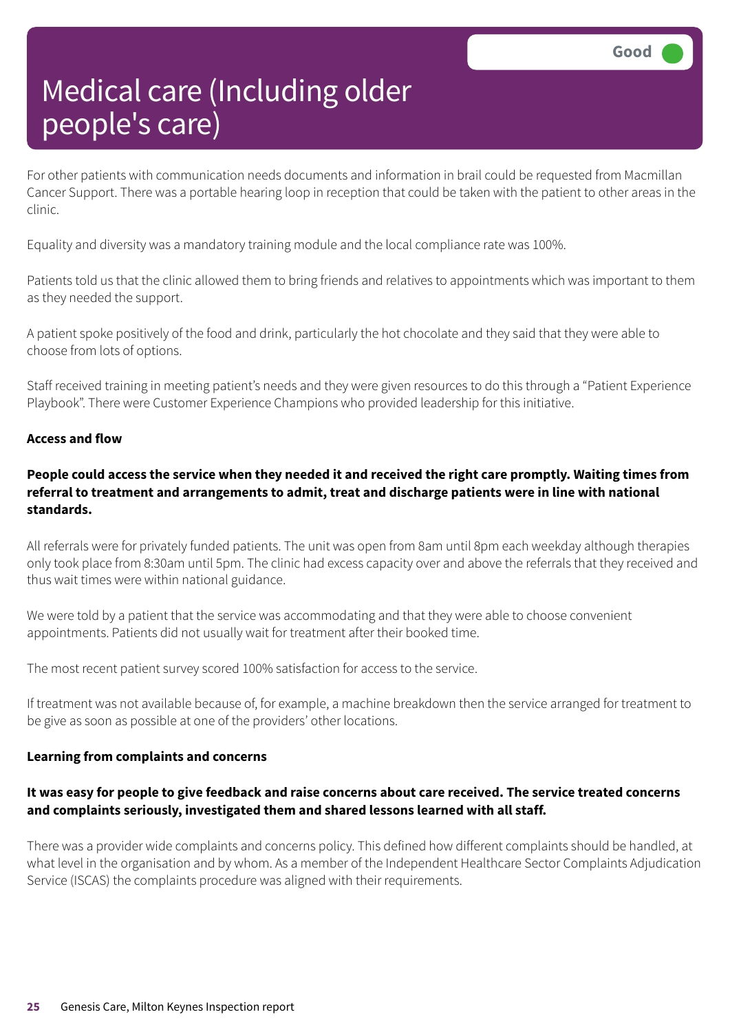# Medical care (Including older people's care)

Good

For other patients with communication needs documents and information in brail could be requested from Macmillan Cancer Support. There was a portable hearing loop in reception that could be taken with the patient to other areas in the clinic.

Equality and diversity was a mandatory training module and the local compliance rate was 100%.

Patients told us that the clinic allowed them to bring friends and relatives to appointments which was important to them as they needed the support.

A patient spoke positively of the food and drink, particularly the hot chocolate and they said that they were able to choose from lots of options.

Staff received training in meeting patient's needs and they were given resources to do this through a "Patient Experience Playbook". There were Customer Experience Champions who provided leadership for this initiative.

**Access and flow**

**People could access the service when they needed it and received the right care promptly. Waiting times from referral to treatment and arrangements to admit, treat and discharge patients were in line with national standards.**

All referrals were for privately funded patients. The unit was open from 8am until 8pm each weekday although therapies only took place from 8:30am until 5pm. The clinic had excess capacity over and above the referrals that they received and thus wait times were within national guidance.

We were told by a patient that the service was accommodating and that they were able to choose convenient appointments. Patients did not usually wait for treatment after their booked time.

The most recent patient survey scored 100% satisfaction for access to the service.

If treatment was not available because of, for example, a machine breakdown then the service arranged for treatment to be give as soon as possible at one of the providers' other locations.

**Learning from complaints and concerns**

**It was easy for people to give feedback and raise concerns about care received. The service treated concerns and complaints seriously, investigated them and shared lessons learned with all staff.**

There was a provider wide complaints and concerns policy. This defined how different complaints should be handled, at what level in the organisation and by whom. As a member of the Independent Healthcare Sector Complaints Adjudication Service (ISCAS) the complaints procedure was aligned with their requirements.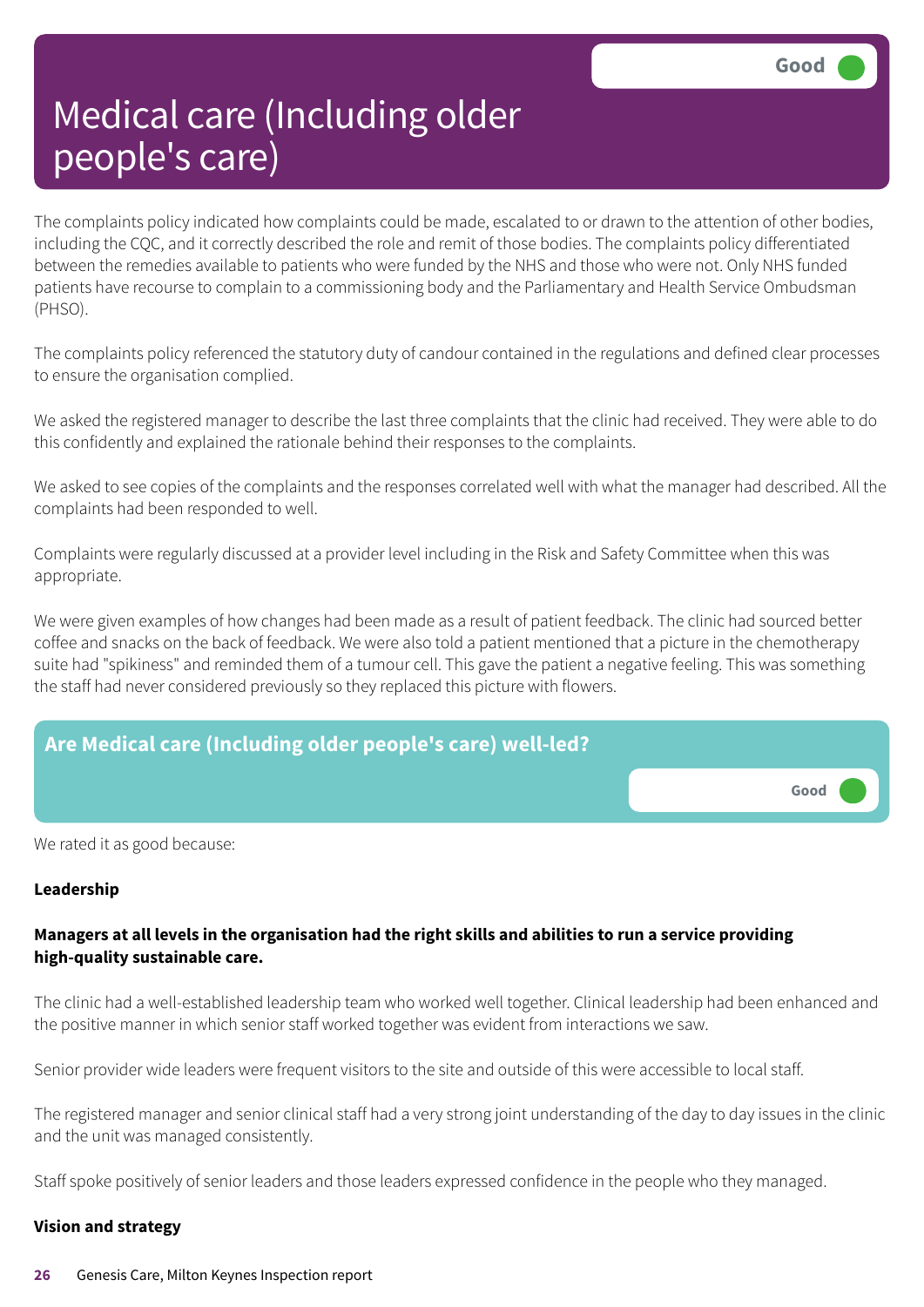# Medical care (Including older people's care)

Good

The complaints policy indicated how complaints could be made, escalated to or drawn to the attention of other bodies, including the CQC, and it correctly described the role and remit of those bodies. The complaints policy differentiated between the remedies available to patients who were funded by the NHS and those who were not. Only NHS funded patients have recourse to complain to a commissioning body and the Parliamentary and Health Service Ombudsman (PHSO).

The complaints policy referenced the statutory duty of candour contained in the regulations and defined clear processes to ensure the organisation complied.

We asked the registered manager to describe the last three complaints that the clinic had received. They were able to do this confidently and explained the rationale behind their responses to the complaints.

We asked to see copies of the complaints and the responses correlated well with what the manager had described. All the complaints had been responded to well.

Complaints were regularly discussed at a provider level including in the Risk and Safety Committee when this was appropriate.

We were given examples of how changes had been made as a result of patient feedback. The clinic had sourced better coffee and snacks on the back of feedback. We were also told a patient mentioned that a picture in the chemotherapy suite had "spikiness" and reminded them of a tumour cell. This gave the patient a negative feeling. This was something the staff had never considered previously so they replaced this picture with flowers.

## Are Medical care (Including older people's care) well-led?

Good

We rated it as good because:

**Leadership**

**Managers at all levels in the organisation had the right skills and abilities to run a service providing high-quality sustainable care.**

The clinic had a well-established leadership team who worked well together. Clinical leadership had been enhanced and the positive manner in which senior staff worked together was evident from interactions we saw.

Senior provider wide leaders were frequent visitors to the site and outside of this were accessible to local staff.

The registered manager and senior clinical staff had a very strong joint understanding of the day to day issues in the clinic and the unit was managed consistently.

Staff spoke positively of senior leaders and those leaders expressed confidence in the people who they managed.

**Vision and strategy**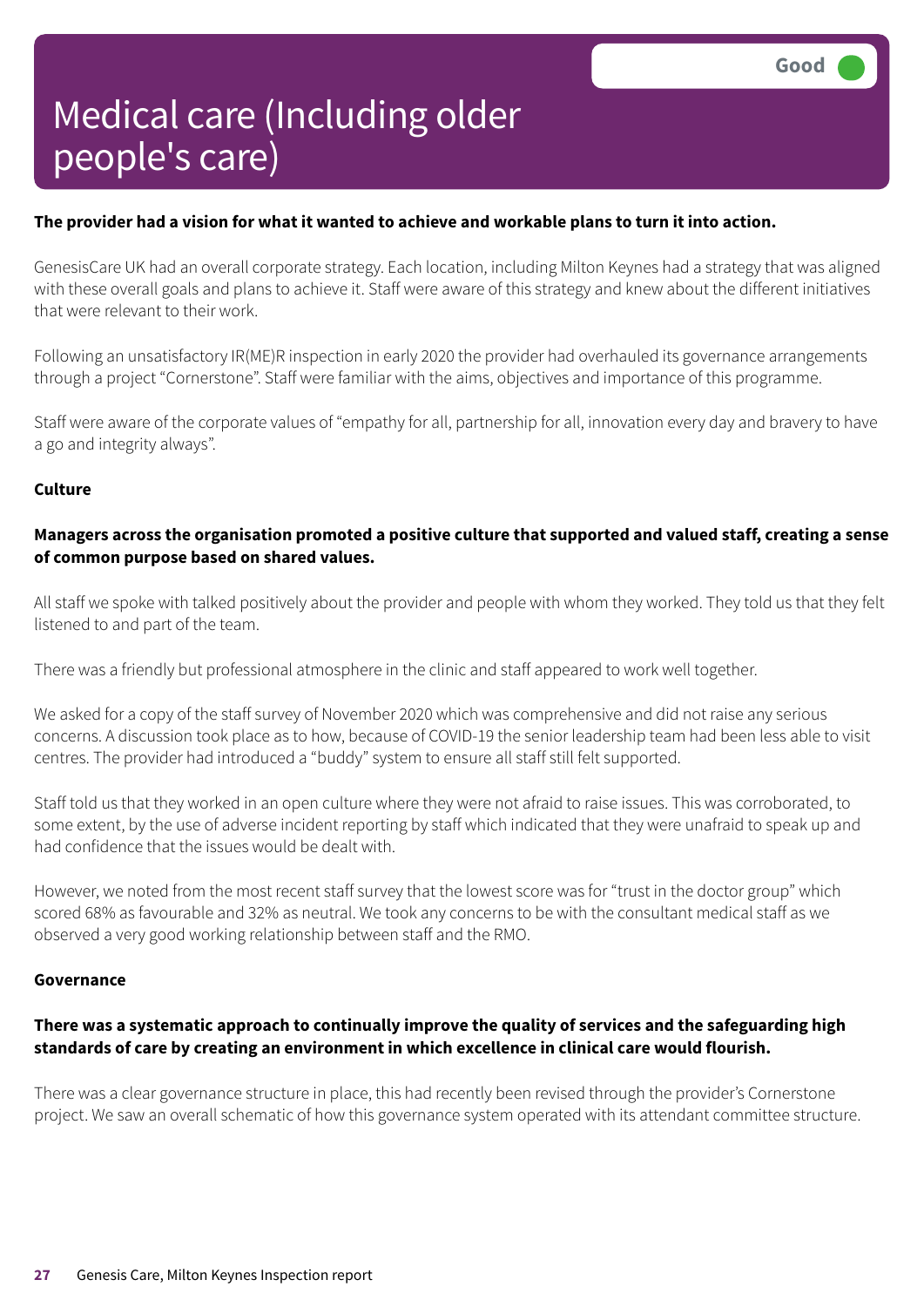# Medical care (Including older people's care)

Good

**The provider had a vision for what it wanted to achieve and workable plans to turn it into action.**

GenesisCare UK had an overall corporate strategy. Each location, including Milton Keynes had a strategy that was aligned with these overall goals and plans to achieve it. Staff were aware of this strategy and knew about the different initiatives that were relevant to their work.

Following an unsatisfactory IR(ME)R inspection in early 2020 the provider had overhauled its governance arrangements through a project "Cornerstone". Staff were familiar with the aims, objectives and importance of this programme.

Staff were aware of the corporate values of "empathy for all, partnership for all, innovation every day and bravery to have a go and integrity always".

### Culture

**Managers across the organisation promoted a positive culture that supported and valued staff, creating a sense of common purpose based on shared values.**

All staff we spoke with talked positively about the provider and people with whom they worked. They told us that they felt listened to and part of the team.

There was a friendly but professional atmosphere in the clinic and staff appeared to work well together.

We asked for a copy of the staff survey of November 2020 which was comprehensive and did not raise any serious concerns. A discussion took place as to how, because of COVID-19 the senior leadership team had been less able to visit centres. The provider had introduced a "buddy" system to ensure all staff still felt supported.

Staff told us that they worked in an open culture where they were not afraid to raise issues. This was corroborated, to some extent, by the use of adverse incident reporting by staff which indicated that they were unafraid to speak up and had confidence that the issues would be dealt with.

However, we noted from the most recent staff survey that the lowest score was for "trust in the doctor group" which scored 68% as favourable and 32% as neutral. We took any concerns to be with the consultant medical staff as we observed a very good working relationship between staff and the RMO.

### Governance

**There was a systematic approach to continually improve the quality of services and the safeguarding high standards of care by creating an environment in which excellence in clinical care would flourish.**

There was a clear governance structure in place, this had recently been revised through the provider's Cornerstone project. We saw an overall schematic of how this governance system operated with its attendant committee structure.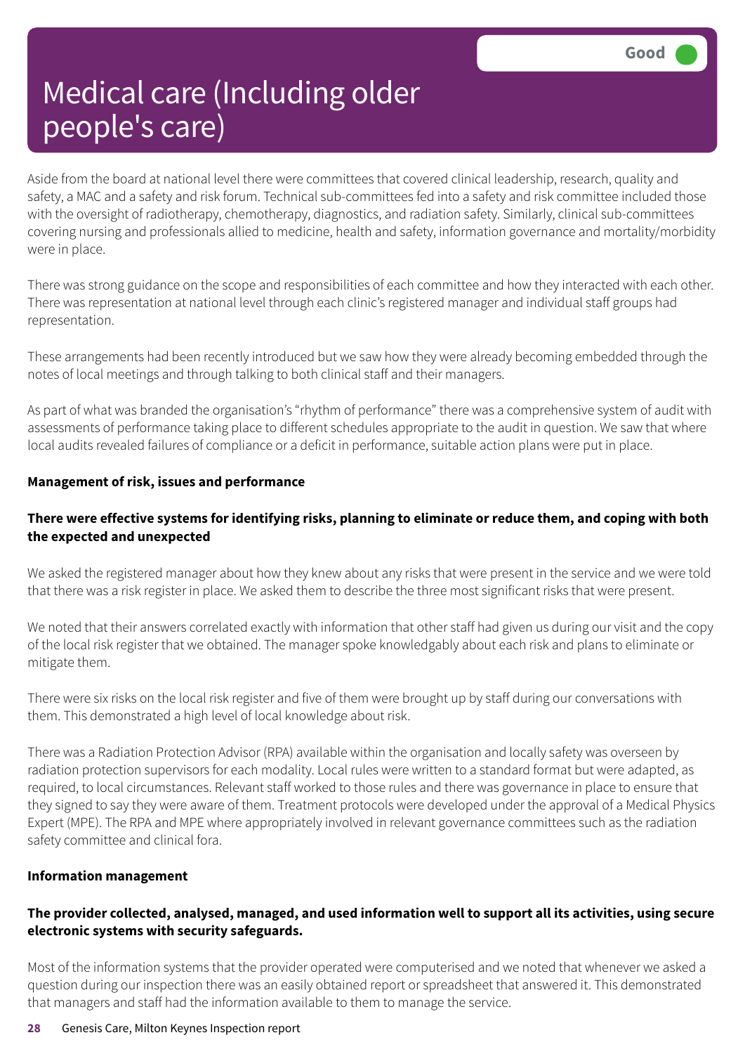# Medical care (Including older people's care)

Good

Aside from the board at national level there were committees that covered clinical leadership, research, quality and safety, a MAC and a safety and risk forum. Technical sub-committees fed into a safety and risk committee included those with the oversight of radiotherapy, chemotherapy, diagnostics, and radiation safety. Similarly, clinical sub-committees covering nursing and professionals allied to medicine, health and safety, information governance and mortality/morbidity were in place.

There was strong guidance on the scope and responsibilities of each committee and how they interacted with each other. There was representation at national level through each clinic's registered manager and individual staff groups had representation.

These arrangements had been recently introduced but we saw how they were already becoming embedded through the notes of local meetings and through talking to both clinical staff and their managers.

As part of what was branded the organisation's "rhythm of performance" there was a comprehensive system of audit with assessments of performance taking place to different schedules appropriate to the audit in question. We saw that where local audits revealed failures of compliance or a deficit in performance, suitable action plans were put in place.

**Management of risk, issues and performance**

**There were effective systems for identifying risks, planning to eliminate or reduce them, and coping with both the expected and unexpected**

We asked the registered manager about how they knew about any risks that were present in the service and we were told that there was a risk register in place. We asked them to describe the three most significant risks that were present.

We noted that their answers correlated exactly with information that other staff had given us during our visit and the copy of the local risk register that we obtained. The manager spoke knowledgably about each risk and plans to eliminate or mitigate them.

There were six risks on the local risk register and five of them were brought up by staff during our conversations with them. This demonstrated a high level of local knowledge about risk.

There was a Radiation Protection Advisor (RPA) available within the organisation and locally safety was overseen by radiation protection supervisors for each modality. Local rules were written to a standard format but were adapted, as required, to local circumstances. Relevant staff worked to those rules and there was governance in place to ensure that they signed to say they were aware of them. Treatment protocols were developed under the approval of a Medical Physics Expert (MPE). The RPA and MPE where appropriately involved in relevant governance committees such as the radiation safety committee and clinical fora.

**Information management**

**The provider collected, analysed, managed, and used information well to support all its activities, using secure electronic systems with security safeguards.**

Most of the information systems that the provider operated were computerised and we noted that whenever we asked a question during our inspection there was an easily obtained report or spreadsheet that answered it. This demonstrated that managers and staff had the information available to them to manage the service.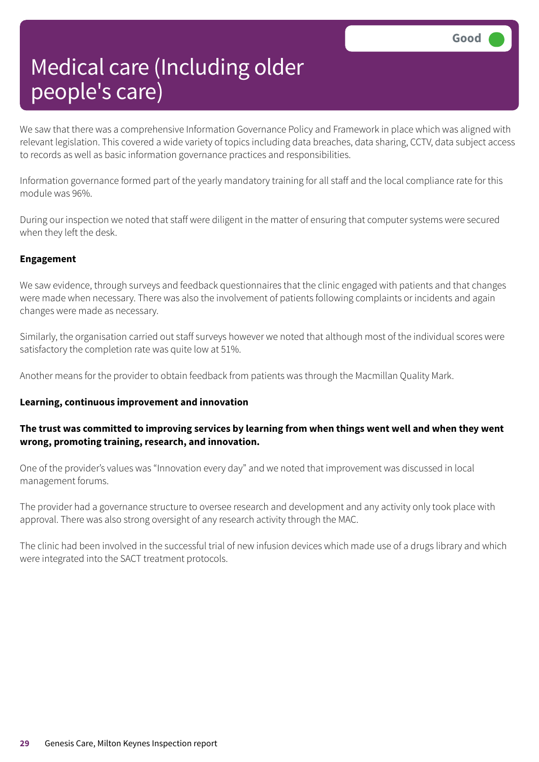# Medical care (Including older people's care)

Good

We saw that there was a comprehensive Information Governance Policy and Framework in place which was aligned with relevant legislation. This covered a wide variety of topics including data breaches, data sharing, CCTV, data subject access to records as well as basic information governance practices and responsibilities.

Information governance formed part of the yearly mandatory training for all staff and the local compliance rate for this module was 96%.

During our inspection we noted that staff were diligent in the matter of ensuring that computer systems were secured when they left the desk.

**Engagement**

We saw evidence, through surveys and feedback questionnaires that the clinic engaged with patients and that changes were made when necessary. There was also the involvement of patients following complaints or incidents and again changes were made as necessary.

Similarly, the organisation carried out staff surveys however we noted that although most of the individual scores were satisfactory the completion rate was quite low at 51%.

Another means for the provider to obtain feedback from patients was through the Macmillan Quality Mark.

**Learning, continuous improvement and innovation**

**The trust was committed to improving services by learning from when things went well and when they went wrong, promoting training, research, and innovation.**

One of the provider's values was "Innovation every day" and we noted that improvement was discussed in local management forums.

The provider had a governance structure to oversee research and development and any activity only took place with approval. There was also strong oversight of any research activity through the MAC.

The clinic had been involved in the successful trial of new infusion devices which made use of a drugs library and which were integrated into the SACT treatment protocols.